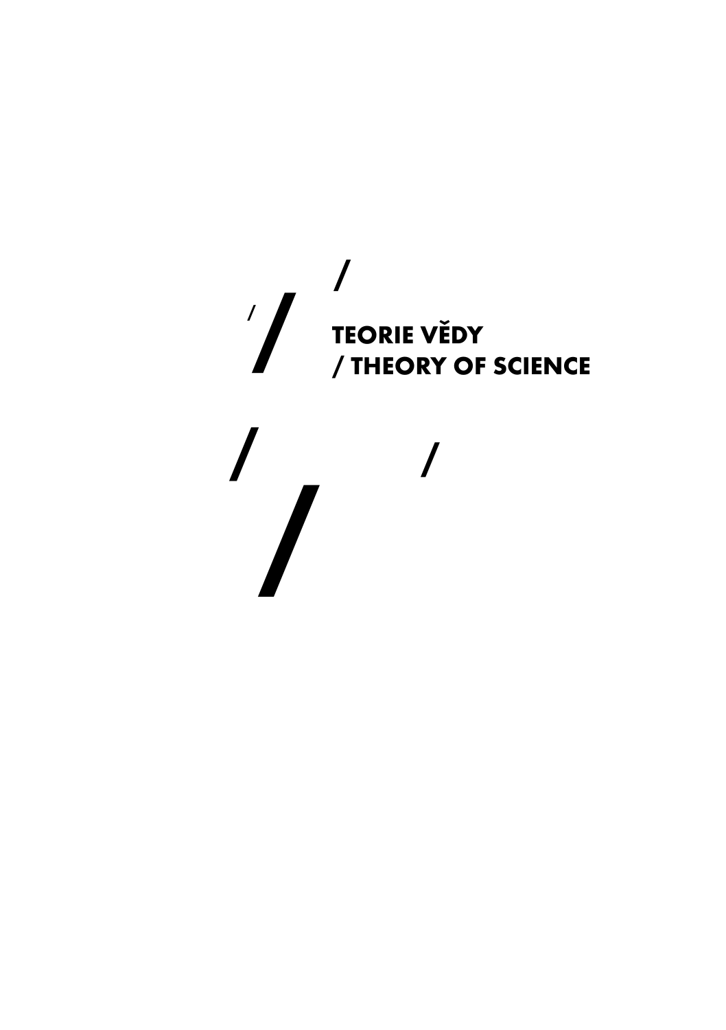# TEORIE VĚDY / THEORY OF SCIENCE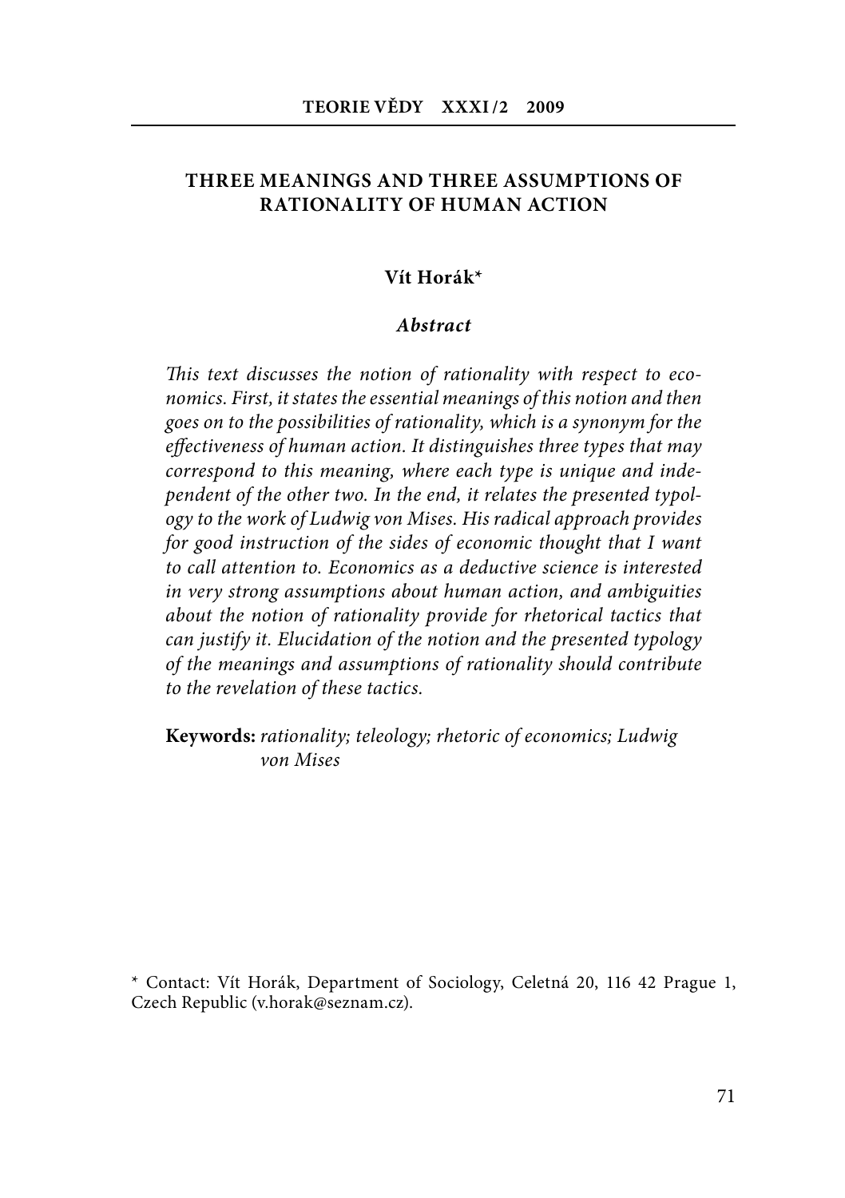# THREE MEANINGS AND THREE ASSUMPTIONS OF RATIONALITY OF HUMAN ACTION

**Vít Horák***

***Abstract***

*This text discusses the notion of rationality with respect to economics. First, it states the essential meanings of this notion and then goes on to the possibilities of rationality, which is a synonym for the effectiveness of human action. It distinguishes three types that may correspond to this meaning, where each type is unique and independent of the other two. In the end, it relates the presented typology to the work of Ludwig von Mises. His radical approach provides for good instruction of the sides of economic thought that I want to call attention to. Economics as a deductive science is interested in very strong assumptions about human action, and ambiguities about the notion of rationality provide for rhetorical tactics that can justify it. Elucidation of the notion and the presented typology of the meanings and assumptions of rationality should contribute to the revelation of these tactics.*

**Keywords:** *rationality; teleology; rhetoric of economics; Ludwig von Mises*

* Contact: Vít Horák, Department of Sociology, Celetná 20, 116 42 Prague 1, Czech Republic (v.horak@seznam.cz).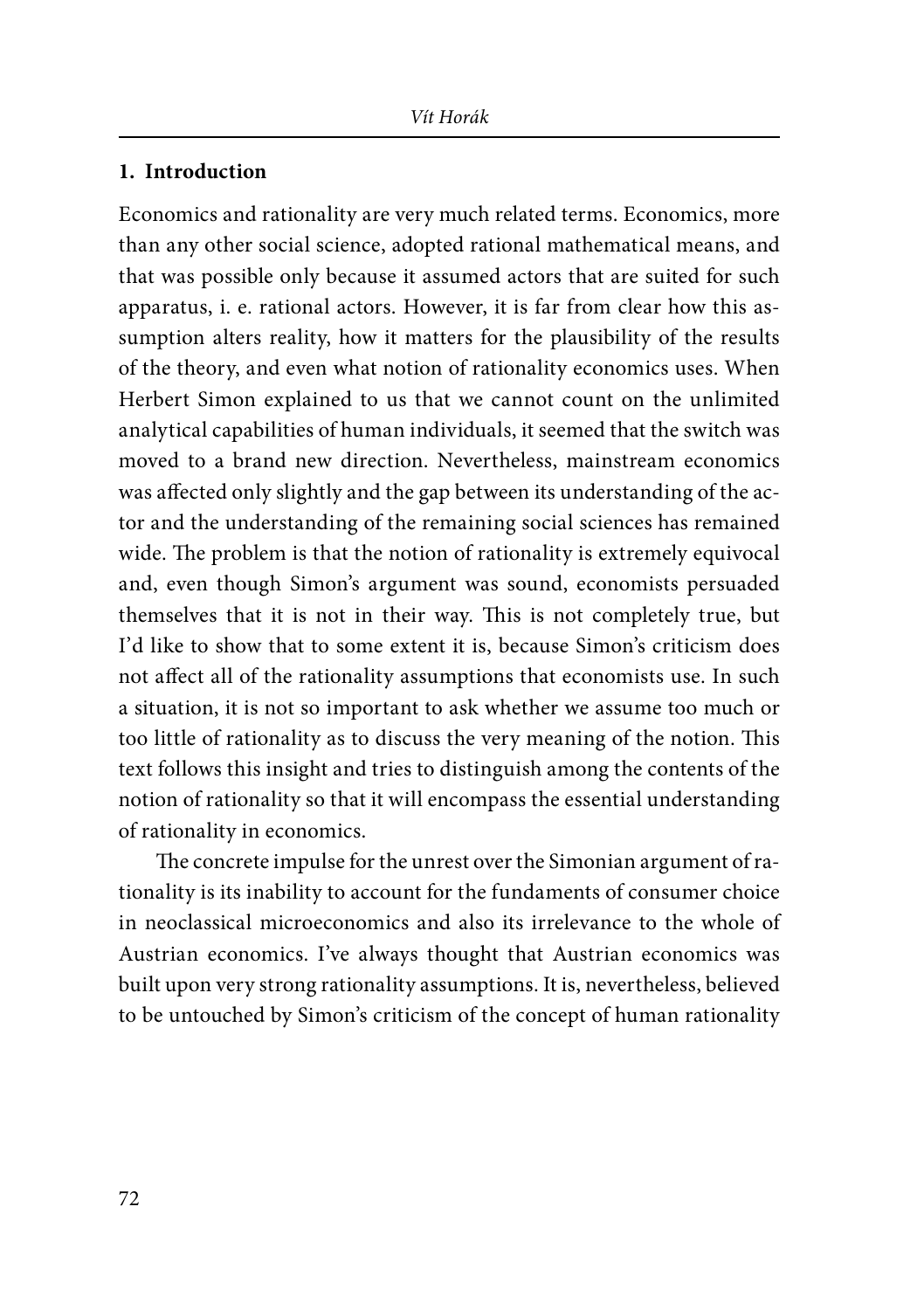## 1. Introduction

Economics and rationality are very much related terms. Economics, more than any other social science, adopted rational mathematical means, and that was possible only because it assumed actors that are suited for such apparatus, i. e. rational actors. However, it is far from clear how this assumption alters reality, how it matters for the plausibility of the results of the theory, and even what notion of rationality economics uses. When Herbert Simon explained to us that we cannot count on the unlimited analytical capabilities of human individuals, it seemed that the switch was moved to a brand new direction. Nevertheless, mainstream economics was affected only slightly and the gap between its understanding of the actor and the understanding of the remaining social sciences has remained wide. The problem is that the notion of rationality is extremely equivocal and, even though Simon's argument was sound, economists persuaded themselves that it is not in their way. This is not completely true, but I'd like to show that to some extent it is, because Simon's criticism does not affect all of the rationality assumptions that economists use. In such a situation, it is not so important to ask whether we assume too much or too little of rationality as to discuss the very meaning of the notion. This text follows this insight and tries to distinguish among the contents of the notion of rationality so that it will encompass the essential understanding of rationality in economics.

The concrete impulse for the unrest over the Simonian argument of rationality is its inability to account for the fundaments of consumer choice in neoclassical microeconomics and also its irrelevance to the whole of Austrian economics. I've always thought that Austrian economics was built upon very strong rationality assumptions. It is, nevertheless, believed to be untouched by Simon's criticism of the concept of human rationality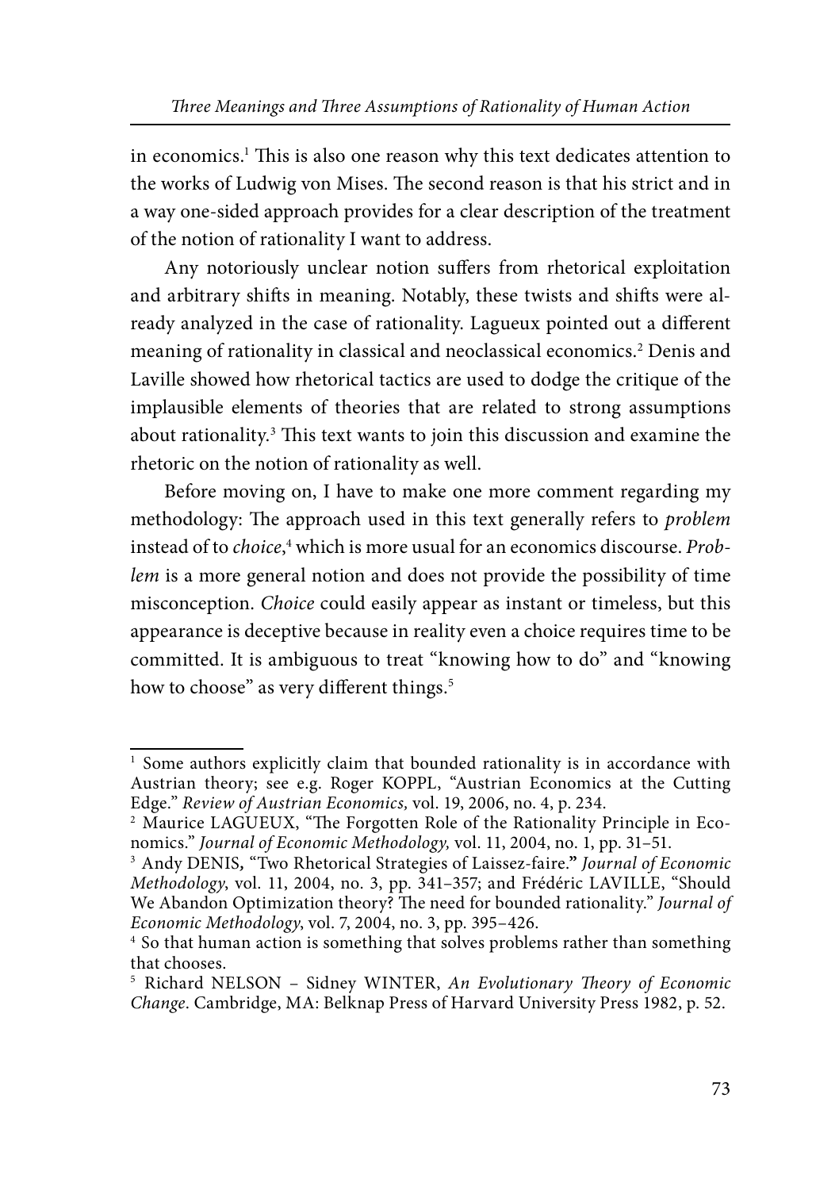in economics.[1] This is also one reason why this text dedicates attention to the works of Ludwig von Mises. The second reason is that his strict and in a way one-sided approach provides for a clear description of the treatment of the notion of rationality I want to address.

Any notoriously unclear notion suffers from rhetorical exploitation and arbitrary shifts in meaning. Notably, these twists and shifts were already analyzed in the case of rationality. Lagueux pointed out a different meaning of rationality in classical and neoclassical economics.[2] Denis and Laville showed how rhetorical tactics are used to dodge the critique of the implausible elements of theories that are related to strong assumptions about rationality.[3] This text wants to join this discussion and examine the rhetoric on the notion of rationality as well.

Before moving on, I have to make one more comment regarding my methodology: The approach used in this text generally refers to *problem* instead of to *choice*,[4] which is more usual for an economics discourse. *Problem* is a more general notion and does not provide the possibility of time misconception. *Choice* could easily appear as instant or timeless, but this appearance is deceptive because in reality even a choice requires time to be committed. It is ambiguous to treat "knowing how to do" and "knowing how to choose" as very different things.[5]

---

[1] Some authors explicitly claim that bounded rationality is in accordance with Austrian theory; see e.g. Roger KOPPL, "Austrian Economics at the Cutting Edge." *Review of Austrian Economics,* vol. 19, 2006, no. 4, p. 234.

[2] Maurice LAGUEUX, "The Forgotten Role of the Rationality Principle in Economics." *Journal of Economic Methodology,* vol. 11, 2004, no. 1, pp. 31–51.

[3] Andy DENIS, "Two Rhetorical Strategies of Laissez-faire." *Journal of Economic Methodology*, vol. 11, 2004, no. 3, pp. 341–357; and Frédéric LAVILLE, "Should We Abandon Optimization theory? The need for bounded rationality." *Journal of Economic Methodology*, vol. 7, 2004, no. 3, pp. 395–426.

[4] So that human action is something that solves problems rather than something that chooses.

[5] Richard NELSON – Sidney WINTER, *An Evolutionary Theory of Economic Change*. Cambridge, MA: Belknap Press of Harvard University Press 1982, p. 52.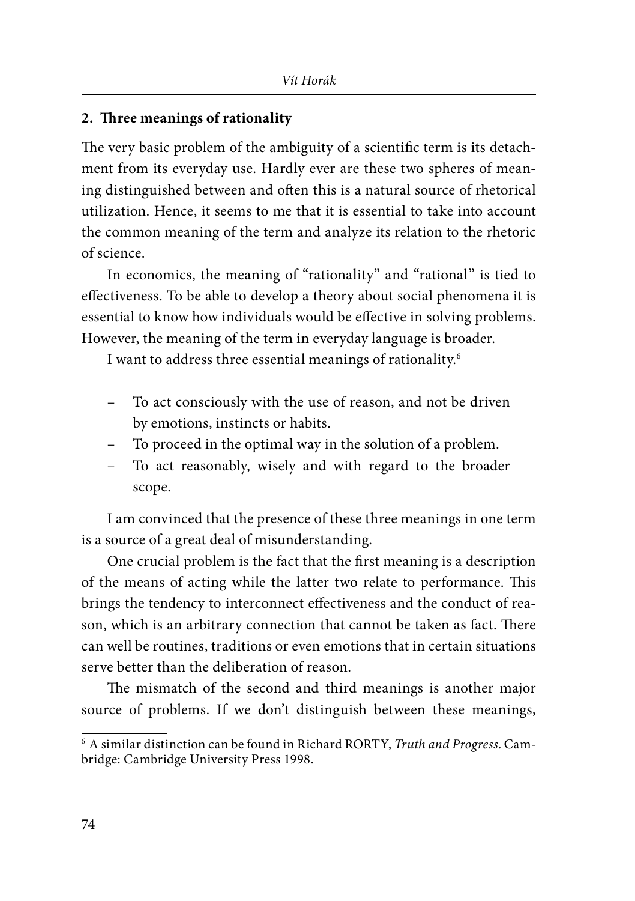## 2. Three meanings of rationality

The very basic problem of the ambiguity of a scientific term is its detachment from its everyday use. Hardly ever are these two spheres of meaning distinguished between and often this is a natural source of rhetorical utilization. Hence, it seems to me that it is essential to take into account the common meaning of the term and analyze its relation to the rhetoric of science.

In economics, the meaning of "rationality" and "rational" is tied to effectiveness. To be able to develop a theory about social phenomena it is essential to know how individuals would be effective in solving problems. However, the meaning of the term in everyday language is broader.

I want to address three essential meanings of rationality.[6]

- To act consciously with the use of reason, and not be driven by emotions, instincts or habits.
- To proceed in the optimal way in the solution of a problem.
- To act reasonably, wisely and with regard to the broader scope.

I am convinced that the presence of these three meanings in one term is a source of a great deal of misunderstanding.

One crucial problem is the fact that the first meaning is a description of the means of acting while the latter two relate to performance. This brings the tendency to interconnect effectiveness and the conduct of reason, which is an arbitrary connection that cannot be taken as fact. There can well be routines, traditions or even emotions that in certain situations serve better than the deliberation of reason.

The mismatch of the second and third meanings is another major source of problems. If we don't distinguish between these meanings,

[6] A similar distinction can be found in Richard RORTY, *Truth and Progress*. Cambridge: Cambridge University Press 1998.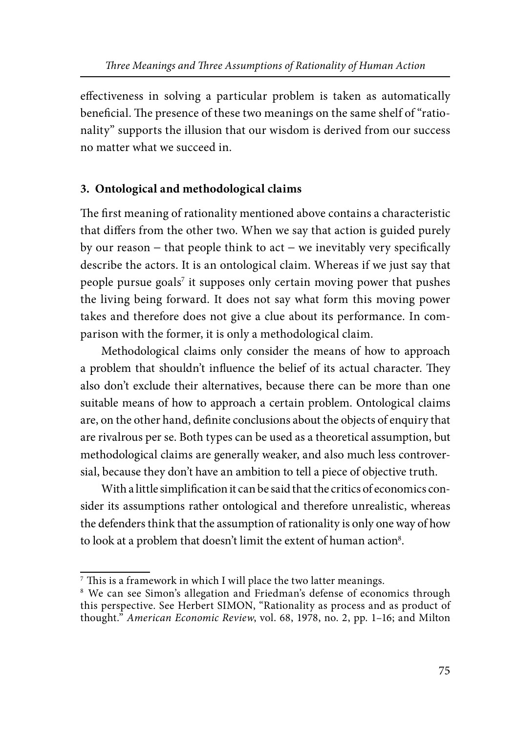effectiveness in solving a particular problem is taken as automatically beneficial. The presence of these two meanings on the same shelf of "rationality" supports the illusion that our wisdom is derived from our success no matter what we succeed in.

## 3. Ontological and methodological claims

The first meaning of rationality mentioned above contains a characteristic that differs from the other two. When we say that action is guided purely by our reason – that people think to act – we inevitably very specifically describe the actors. It is an ontological claim. Whereas if we just say that people pursue goals[7] it supposes only certain moving power that pushes the living being forward. It does not say what form this moving power takes and therefore does not give a clue about its performance. In comparison with the former, it is only a methodological claim.

Methodological claims only consider the means of how to approach a problem that shouldn't influence the belief of its actual character. They also don't exclude their alternatives, because there can be more than one suitable means of how to approach a certain problem. Ontological claims are, on the other hand, definite conclusions about the objects of enquiry that are rivalrous per se. Both types can be used as a theoretical assumption, but methodological claims are generally weaker, and also much less controversial, because they don't have an ambition to tell a piece of objective truth.

With a little simplification it can be said that the critics of economics consider its assumptions rather ontological and therefore unrealistic, whereas the defenders think that the assumption of rationality is only one way of how to look at a problem that doesn't limit the extent of human action[8].

---

[7] This is a framework in which I will place the two latter meanings.

[8] We can see Simon's allegation and Friedman's defense of economics through this perspective. See Herbert SIMON, "Rationality as process and as product of thought." *American Economic Review*, vol. 68, 1978, no. 2, pp. 1–16; and Milton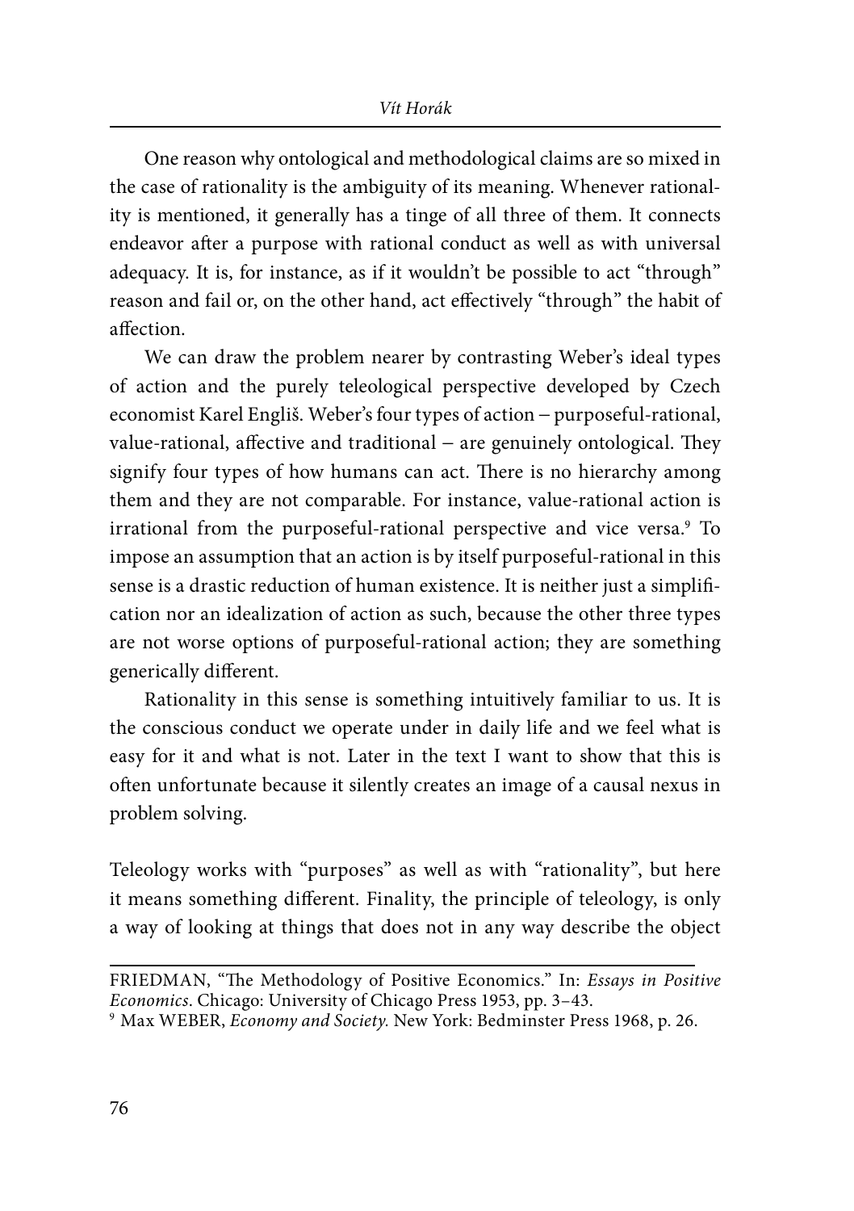One reason why ontological and methodological claims are so mixed in the case of rationality is the ambiguity of its meaning. Whenever rationality is mentioned, it generally has a tinge of all three of them. It connects endeavor after a purpose with rational conduct as well as with universal adequacy. It is, for instance, as if it wouldn't be possible to act "through" reason and fail or, on the other hand, act effectively "through" the habit of affection.

We can draw the problem nearer by contrasting Weber's ideal types of action and the purely teleological perspective developed by Czech economist Karel Engliš. Weber's four types of action – purposeful-rational, value-rational, affective and traditional – are genuinely ontological. They signify four types of how humans can act. There is no hierarchy among them and they are not comparable. For instance, value-rational action is irrational from the purposeful-rational perspective and vice versa.[9] To impose an assumption that an action is by itself purposeful-rational in this sense is a drastic reduction of human existence. It is neither just a simplification nor an idealization of action as such, because the other three types are not worse options of purposeful-rational action; they are something generically different.

Rationality in this sense is something intuitively familiar to us. It is the conscious conduct we operate under in daily life and we feel what is easy for it and what is not. Later in the text I want to show that this is often unfortunate because it silently creates an image of a causal nexus in problem solving.

Teleology works with "purposes" as well as with "rationality", but here it means something different. Finality, the principle of teleology, is only a way of looking at things that does not in any way describe the object

---

FRIEDMAN, "The Methodology of Positive Economics." In: *Essays in Positive Economics*. Chicago: University of Chicago Press 1953, pp. 3–43.

[9] Max WEBER, *Economy and Society.* New York: Bedminster Press 1968, p. 26.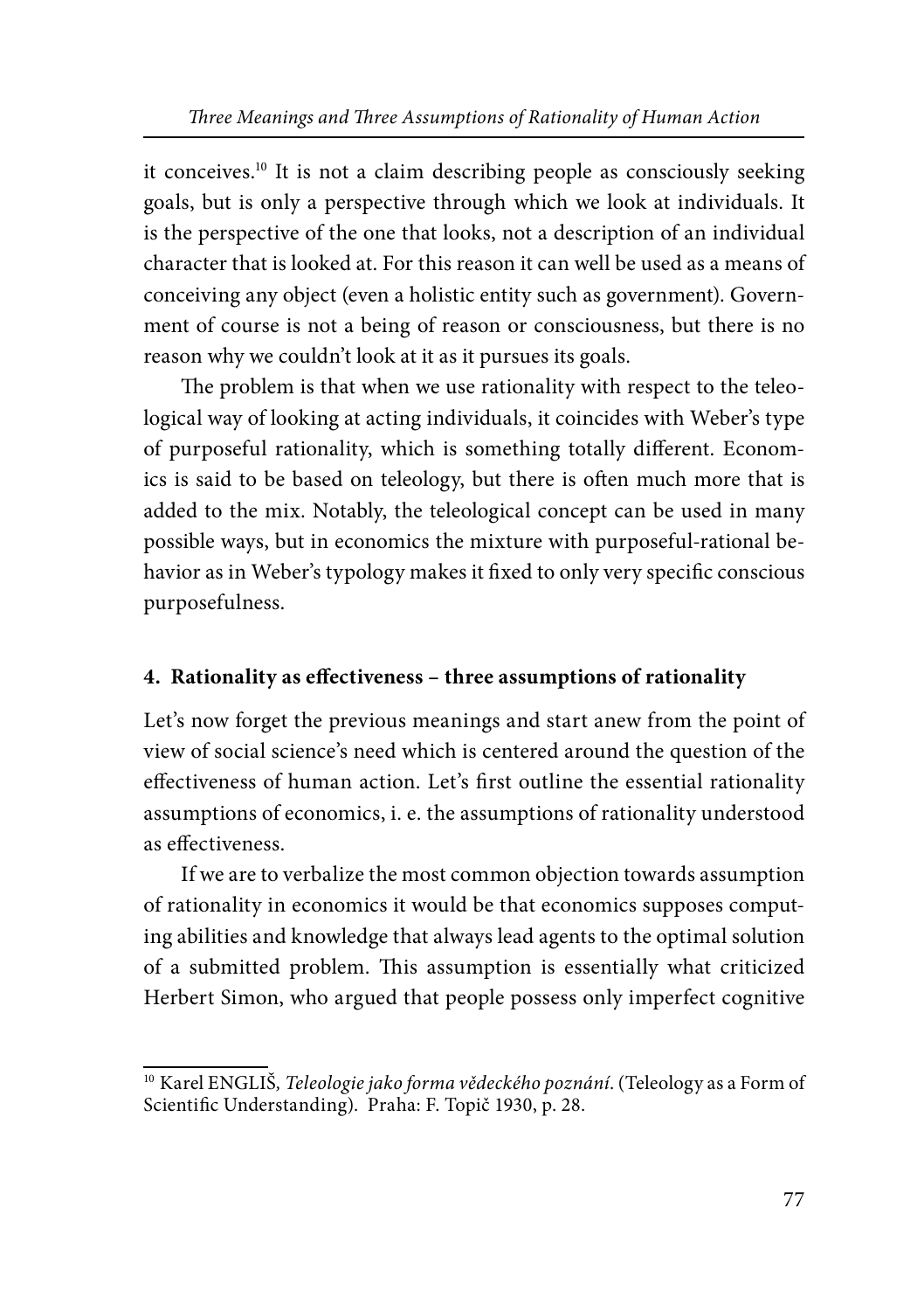it conceives.[10] It is not a claim describing people as consciously seeking goals, but is only a perspective through which we look at individuals. It is the perspective of the one that looks, not a description of an individual character that is looked at. For this reason it can well be used as a means of conceiving any object (even a holistic entity such as government). Government of course is not a being of reason or consciousness, but there is no reason why we couldn't look at it as it pursues its goals.

The problem is that when we use rationality with respect to the teleological way of looking at acting individuals, it coincides with Weber's type of purposeful rationality, which is something totally different. Economics is said to be based on teleology, but there is often much more that is added to the mix. Notably, the teleological concept can be used in many possible ways, but in economics the mixture with purposeful-rational behavior as in Weber's typology makes it fixed to only very specific conscious purposefulness.

## 4. Rationality as effectiveness – three assumptions of rationality

Let's now forget the previous meanings and start anew from the point of view of social science's need which is centered around the question of the effectiveness of human action. Let's first outline the essential rationality assumptions of economics, i. e. the assumptions of rationality understood as effectiveness.

If we are to verbalize the most common objection towards assumption of rationality in economics it would be that economics supposes computing abilities and knowledge that always lead agents to the optimal solution of a submitted problem. This assumption is essentially what criticized Herbert Simon, who argued that people possess only imperfect cognitive

---

[10] Karel ENGLIŠ, *Teleologie jako forma vědeckého poznání*. (Teleology as a Form of Scientific Understanding). Praha: F. Topič 1930, p. 28.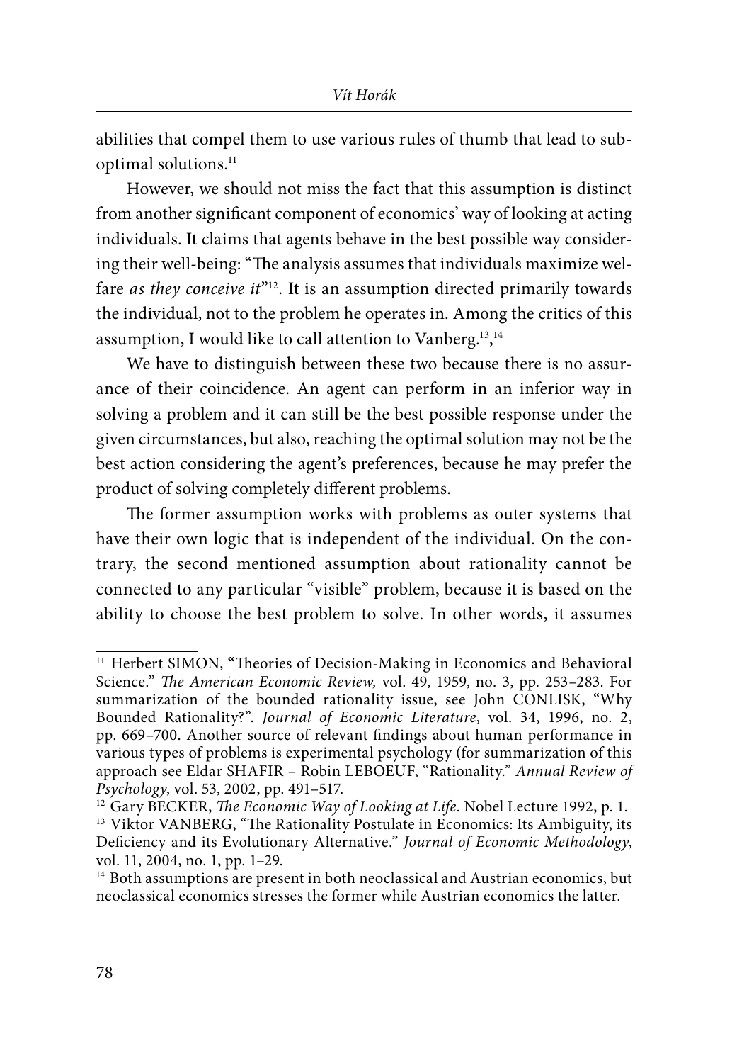abilities that compel them to use various rules of thumb that lead to sub-optimal solutions.[11]

However, we should not miss the fact that this assumption is distinct from another significant component of economics' way of looking at acting individuals. It claims that agents behave in the best possible way considering their well-being: "The analysis assumes that individuals maximize welfare *as they conceive it*"[12]. It is an assumption directed primarily towards the individual, not to the problem he operates in. Among the critics of this assumption, I would like to call attention to Vanberg.[13],[14]

We have to distinguish between these two because there is no assurance of their coincidence. An agent can perform in an inferior way in solving a problem and it can still be the best possible response under the given circumstances, but also, reaching the optimal solution may not be the best action considering the agent's preferences, because he may prefer the product of solving completely different problems.

The former assumption works with problems as outer systems that have their own logic that is independent of the individual. On the contrary, the second mentioned assumption about rationality cannot be connected to any particular "visible" problem, because it is based on the ability to choose the best problem to solve. In other words, it assumes

---

[11] Herbert SIMON, "Theories of Decision-Making in Economics and Behavioral Science." *The American Economic Review,* vol. 49, 1959, no. 3, pp. 253–283. For summarization of the bounded rationality issue, see John CONLISK, "Why Bounded Rationality?". *Journal of Economic Literature*, vol. 34, 1996, no. 2, pp. 669–700. Another source of relevant findings about human performance in various types of problems is experimental psychology (for summarization of this approach see Eldar SHAFIR – Robin LEBOEUF, "Rationality." *Annual Review of Psychology*, vol. 53, 2002, pp. 491–517.

[12] Gary BECKER, *The Economic Way of Looking at Life*. Nobel Lecture 1992, p. 1.

[13] Viktor VANBERG, "The Rationality Postulate in Economics: Its Ambiguity, its Deficiency and its Evolutionary Alternative." *Journal of Economic Methodology*, vol. 11, 2004, no. 1, pp. 1–29.

[14] Both assumptions are present in both neoclassical and Austrian economics, but neoclassical economics stresses the former while Austrian economics the latter.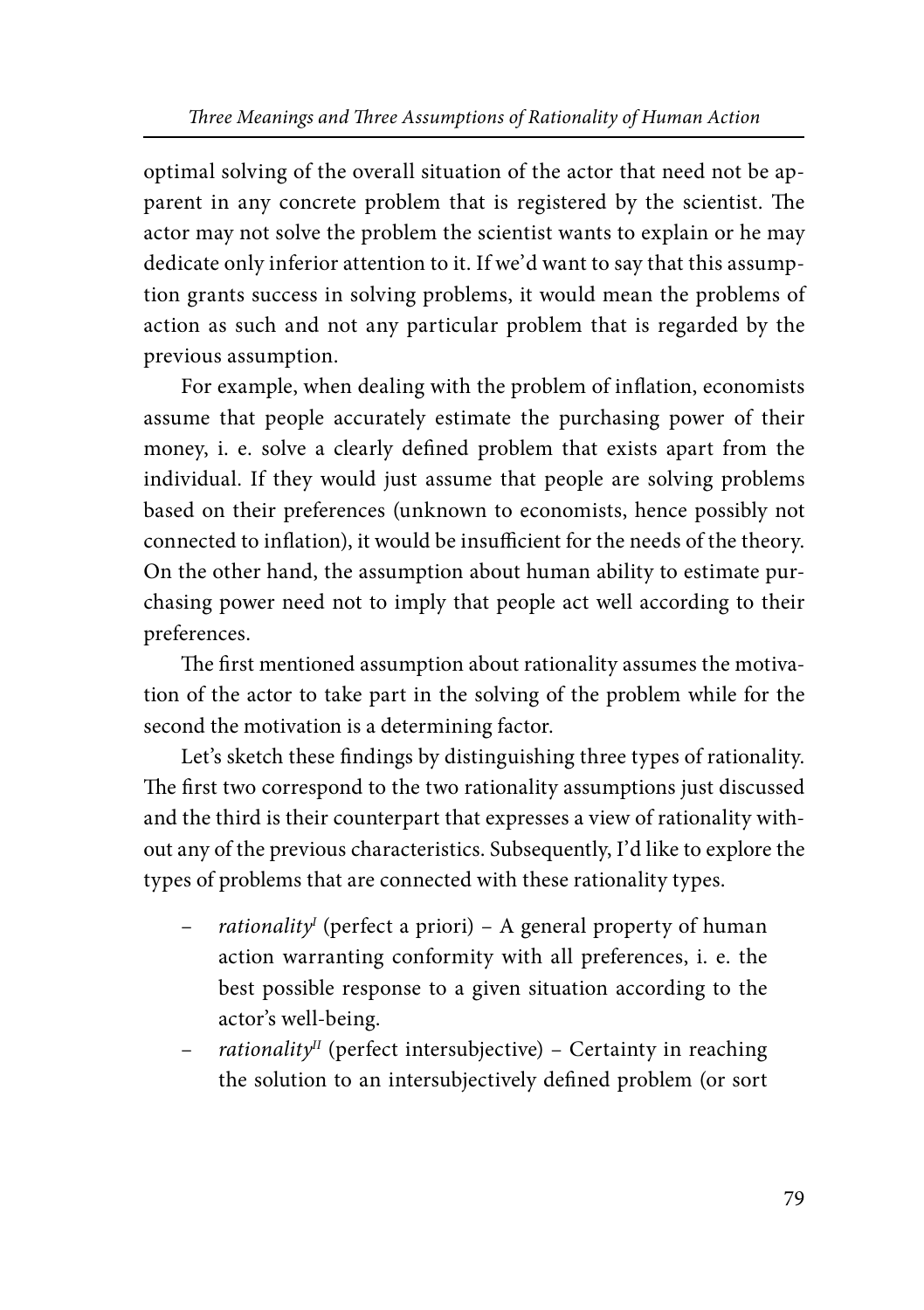optimal solving of the overall situation of the actor that need not be apparent in any concrete problem that is registered by the scientist. The actor may not solve the problem the scientist wants to explain or he may dedicate only inferior attention to it. If we'd want to say that this assumption grants success in solving problems, it would mean the problems of action as such and not any particular problem that is regarded by the previous assumption.

For example, when dealing with the problem of inflation, economists assume that people accurately estimate the purchasing power of their money, i. e. solve a clearly defined problem that exists apart from the individual. If they would just assume that people are solving problems based on their preferences (unknown to economists, hence possibly not connected to inflation), it would be insufficient for the needs of the theory. On the other hand, the assumption about human ability to estimate purchasing power need not to imply that people act well according to their preferences.

The first mentioned assumption about rationality assumes the motivation of the actor to take part in the solving of the problem while for the second the motivation is a determining factor.

Let's sketch these findings by distinguishing three types of rationality. The first two correspond to the two rationality assumptions just discussed and the third is their counterpart that expresses a view of rationality without any of the previous characteristics. Subsequently, I'd like to explore the types of problems that are connected with these rationality types.

- *rationality$^{I}$* (perfect a priori) – A general property of human action warranting conformity with all preferences, i. e. the best possible response to a given situation according to the actor's well-being.
- *rationality$^{II}$* (perfect intersubjective) – Certainty in reaching the solution to an intersubjectively defined problem (or sort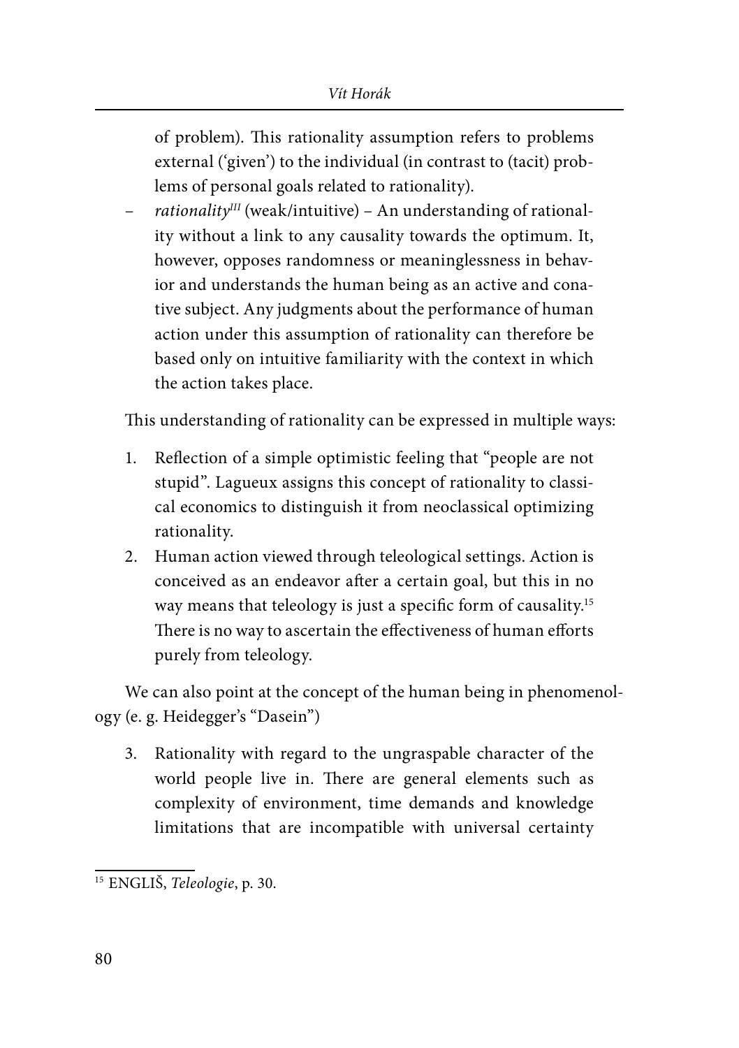of problem). This rationality assumption refers to problems external ('given') to the individual (in contrast to (tacit) problems of personal goals related to rationality).

– *rationality*$^{III}$ (weak/intuitive) – An understanding of rationality without a link to any causality towards the optimum. It, however, opposes randomness or meaninglessness in behavior and understands the human being as an active and conative subject. Any judgments about the performance of human action under this assumption of rationality can therefore be based only on intuitive familiarity with the context in which the action takes place.

This understanding of rationality can be expressed in multiple ways:

1. Reflection of a simple optimistic feeling that "people are not stupid". Lagueux assigns this concept of rationality to classical economics to distinguish it from neoclassical optimizing rationality.
2. Human action viewed through teleological settings. Action is conceived as an endeavor after a certain goal, but this in no way means that teleology is just a specific form of causality.[15] There is no way to ascertain the effectiveness of human efforts purely from teleology.

We can also point at the concept of the human being in phenomenology (e. g. Heidegger's "Dasein")

3. Rationality with regard to the ungraspable character of the world people live in. There are general elements such as complexity of environment, time demands and knowledge limitations that are incompatible with universal certainty

[15] ENGLIŠ, *Teleologie*, p. 30.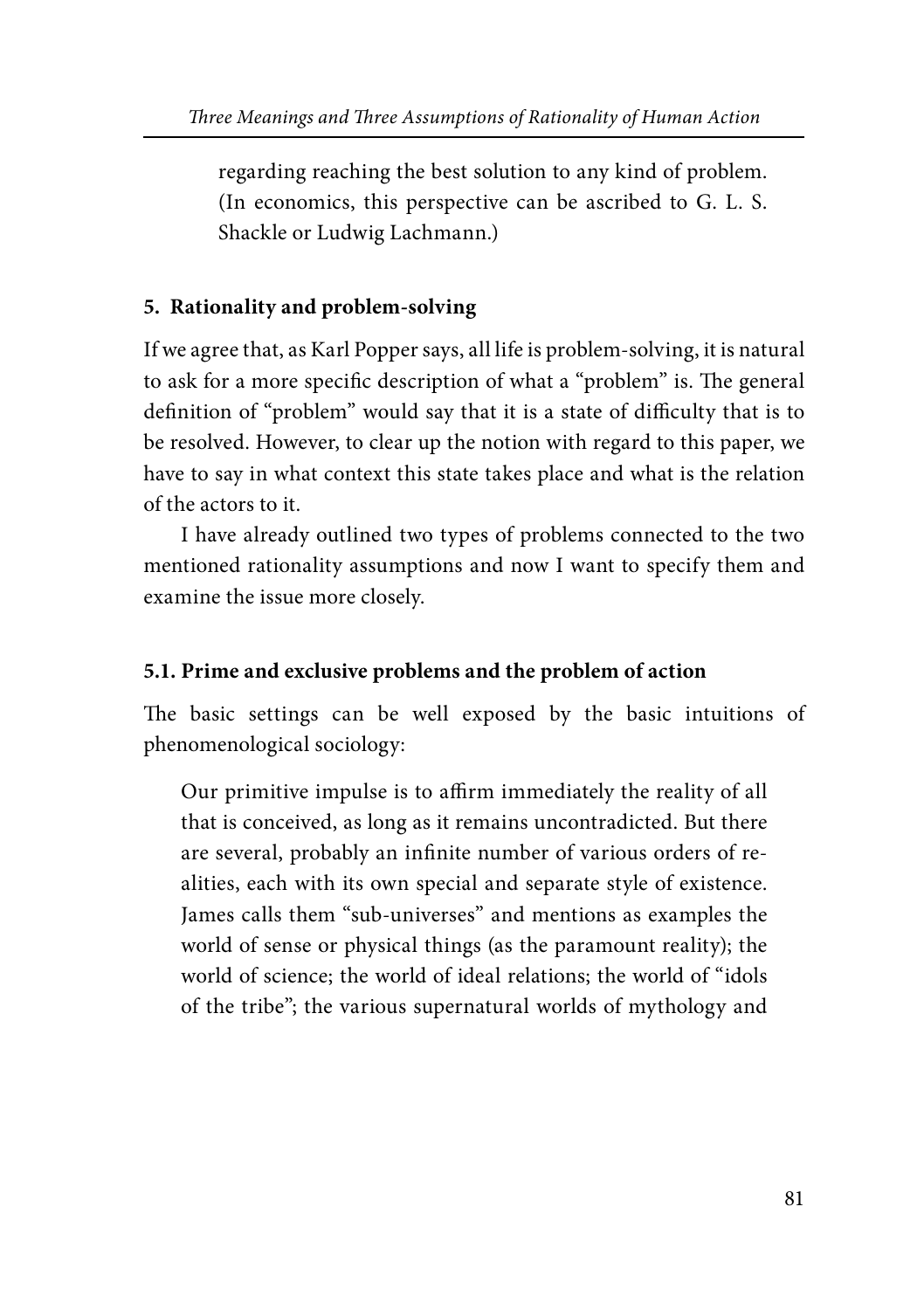> regarding reaching the best solution to any kind of problem. (In economics, this perspective can be ascribed to G. L. S. Shackle or Ludwig Lachmann.)

## 5. Rationality and problem-solving

If we agree that, as Karl Popper says, all life is problem-solving, it is natural to ask for a more specific description of what a "problem" is. The general definition of "problem" would say that it is a state of difficulty that is to be resolved. However, to clear up the notion with regard to this paper, we have to say in what context this state takes place and what is the relation of the actors to it.

I have already outlined two types of problems connected to the two mentioned rationality assumptions and now I want to specify them and examine the issue more closely.

### 5.1. Prime and exclusive problems and the problem of action

The basic settings can be well exposed by the basic intuitions of phenomenological sociology:

> Our primitive impulse is to affirm immediately the reality of all that is conceived, as long as it remains uncontradicted. But there are several, probably an infinite number of various orders of realities, each with its own special and separate style of existence. James calls them "sub-universes" and mentions as examples the world of sense or physical things (as the paramount reality); the world of science; the world of ideal relations; the world of "idols of the tribe"; the various supernatural worlds of mythology and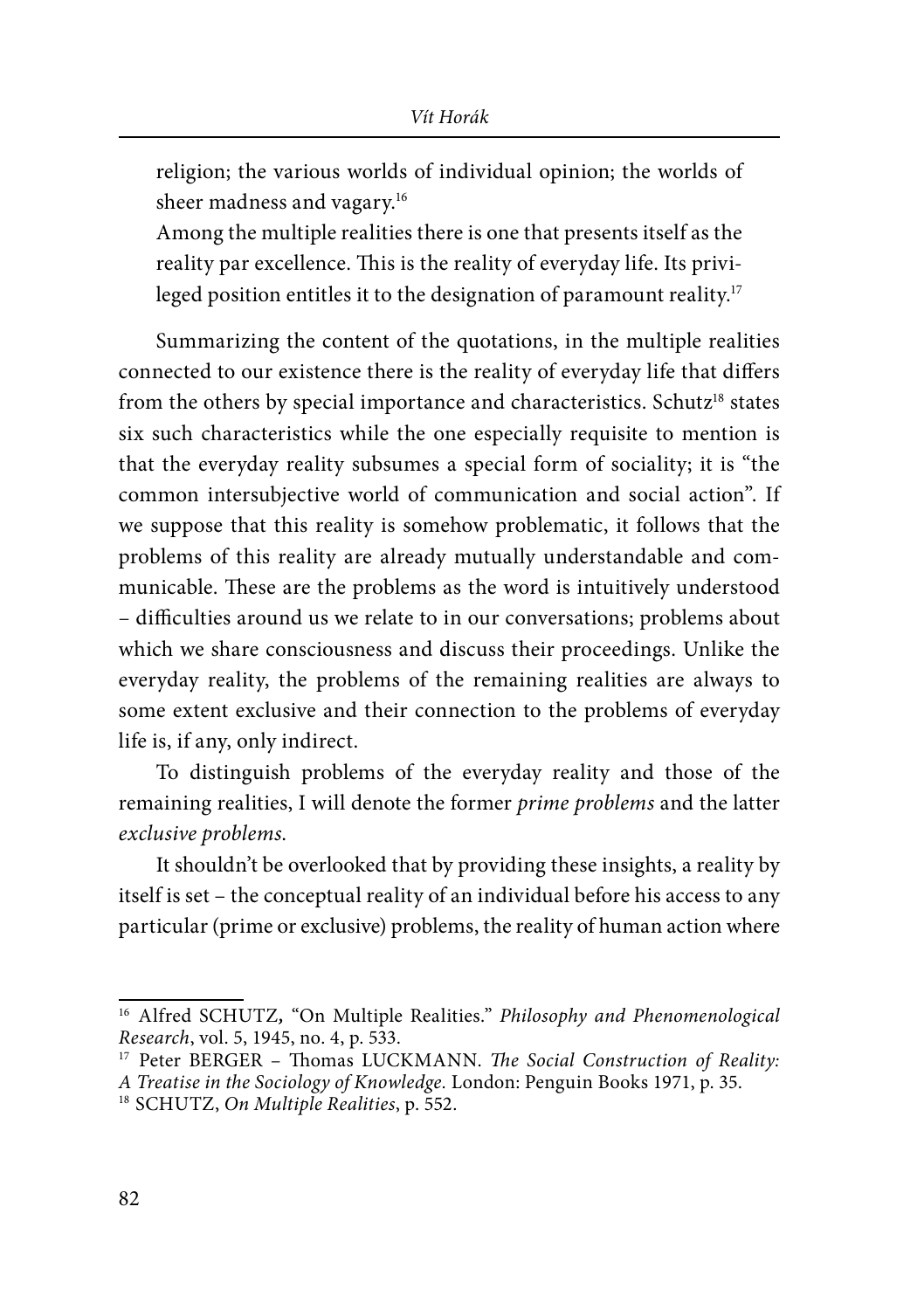> religion; the various worlds of individual opinion; the worlds of sheer madness and vagary.[16]
>
> Among the multiple realities there is one that presents itself as the reality par excellence. This is the reality of everyday life. Its privileged position entitles it to the designation of paramount reality.[17]

Summarizing the content of the quotations, in the multiple realities connected to our existence there is the reality of everyday life that differs from the others by special importance and characteristics. Schutz[18] states six such characteristics while the one especially requisite to mention is that the everyday reality subsumes a special form of sociality; it is "the common intersubjective world of communication and social action". If we suppose that this reality is somehow problematic, it follows that the problems of this reality are already mutually understandable and communicable. These are the problems as the word is intuitively understood – difficulties around us we relate to in our conversations; problems about which we share consciousness and discuss their proceedings. Unlike the everyday reality, the problems of the remaining realities are always to some extent exclusive and their connection to the problems of everyday life is, if any, only indirect.

To distinguish problems of the everyday reality and those of the remaining realities, I will denote the former *prime problems* and the latter *exclusive problems*.

It shouldn't be overlooked that by providing these insights, a reality by itself is set – the conceptual reality of an individual before his access to any particular (prime or exclusive) problems, the reality of human action where

---

[16] Alfred SCHUTZ, "On Multiple Realities." *Philosophy and Phenomenological Research*, vol. 5, 1945, no. 4, p. 533.

[17] Peter BERGER – Thomas LUCKMANN. *The Social Construction of Reality: A Treatise in the Sociology of Knowledge.* London: Penguin Books 1971, p. 35.

[18] SCHUTZ, *On Multiple Realities*, p. 552.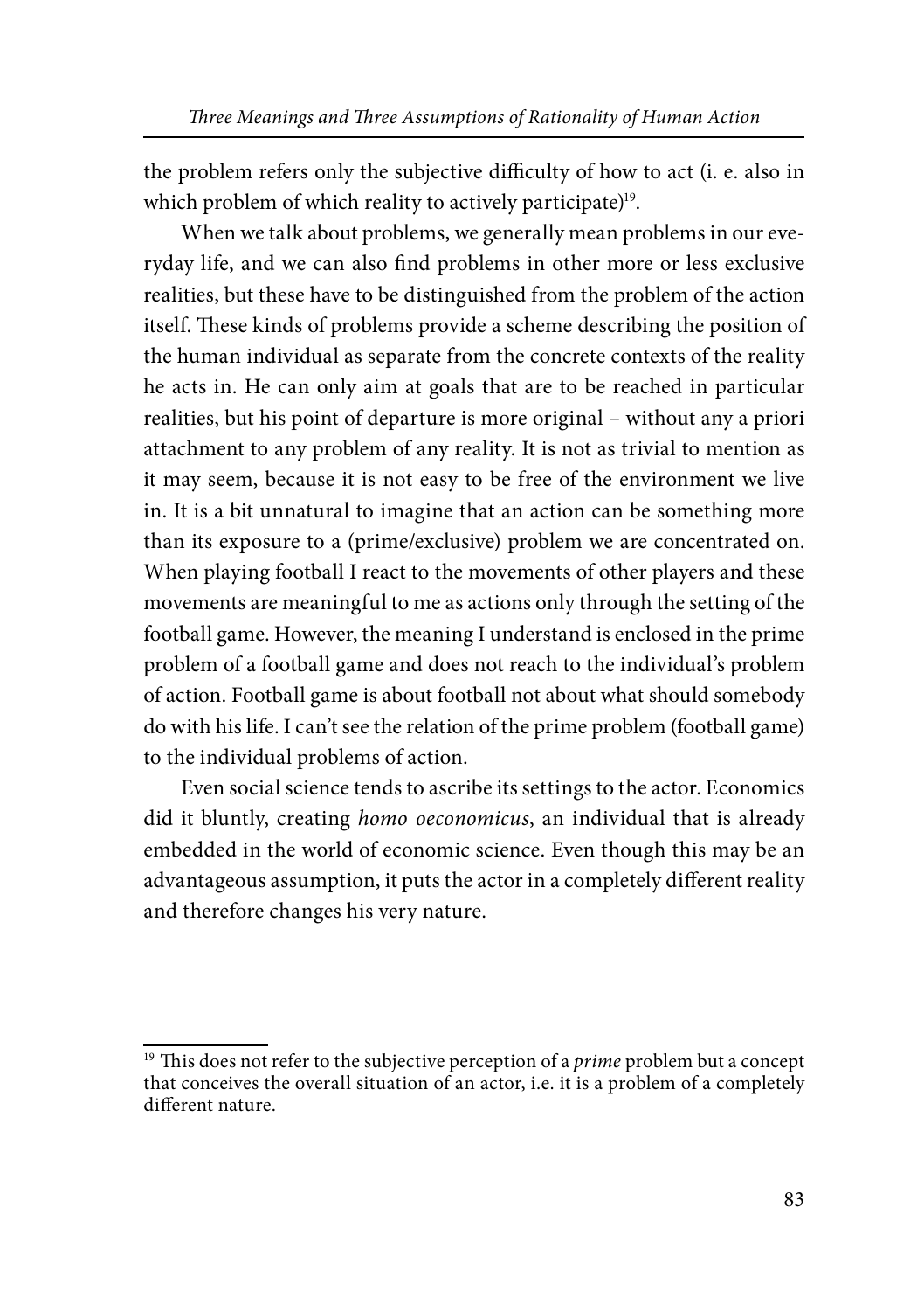the problem refers only the subjective difficulty of how to act (i. e. also in which problem of which reality to actively participate)[19].

When we talk about problems, we generally mean problems in our everyday life, and we can also find problems in other more or less exclusive realities, but these have to be distinguished from the problem of the action itself. These kinds of problems provide a scheme describing the position of the human individual as separate from the concrete contexts of the reality he acts in. He can only aim at goals that are to be reached in particular realities, but his point of departure is more original – without any a priori attachment to any problem of any reality. It is not as trivial to mention as it may seem, because it is not easy to be free of the environment we live in. It is a bit unnatural to imagine that an action can be something more than its exposure to a (prime/exclusive) problem we are concentrated on. When playing football I react to the movements of other players and these movements are meaningful to me as actions only through the setting of the football game. However, the meaning I understand is enclosed in the prime problem of a football game and does not reach to the individual's problem of action. Football game is about football not about what should somebody do with his life. I can't see the relation of the prime problem (football game) to the individual problems of action.

Even social science tends to ascribe its settings to the actor. Economics did it bluntly, creating *homo oeconomicus*, an individual that is already embedded in the world of economic science. Even though this may be an advantageous assumption, it puts the actor in a completely different reality and therefore changes his very nature.

[19] This does not refer to the subjective perception of a *prime* problem but a concept that conceives the overall situation of an actor, i.e. it is a problem of a completely different nature.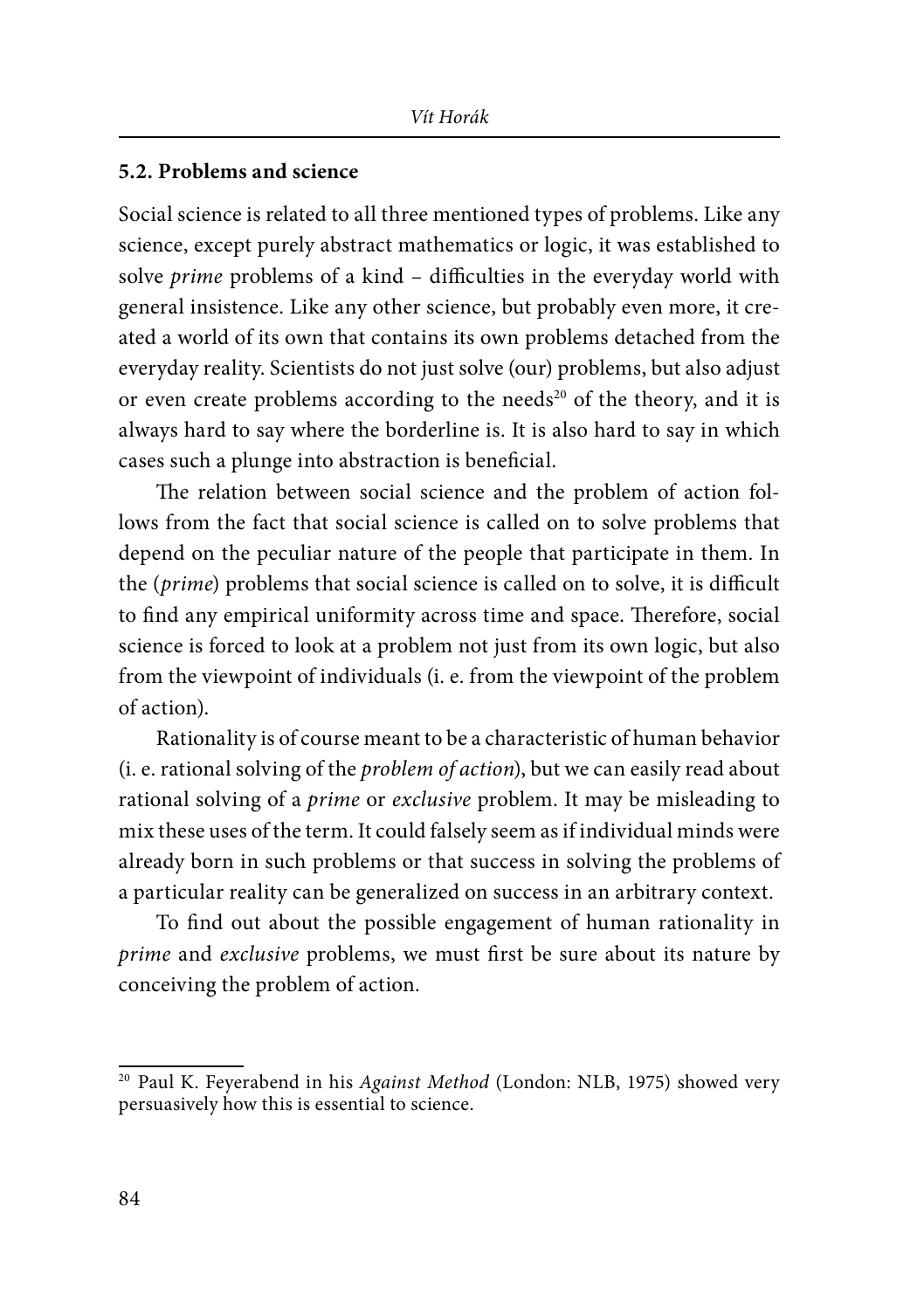### 5.2. Problems and science

Social science is related to all three mentioned types of problems. Like any science, except purely abstract mathematics or logic, it was established to solve *prime* problems of a kind – difficulties in the everyday world with general insistence. Like any other science, but probably even more, it created a world of its own that contains its own problems detached from the everyday reality. Scientists do not just solve (our) problems, but also adjust or even create problems according to the needs[20] of the theory, and it is always hard to say where the borderline is. It is also hard to say in which cases such a plunge into abstraction is beneficial.

The relation between social science and the problem of action follows from the fact that social science is called on to solve problems that depend on the peculiar nature of the people that participate in them. In the (*prime*) problems that social science is called on to solve, it is difficult to find any empirical uniformity across time and space. Therefore, social science is forced to look at a problem not just from its own logic, but also from the viewpoint of individuals (i. e. from the viewpoint of the problem of action).

Rationality is of course meant to be a characteristic of human behavior (i. e. rational solving of the *problem of action*), but we can easily read about rational solving of a *prime* or *exclusive* problem. It may be misleading to mix these uses of the term. It could falsely seem as if individual minds were already born in such problems or that success in solving the problems of a particular reality can be generalized on success in an arbitrary context.

To find out about the possible engagement of human rationality in *prime* and *exclusive* problems, we must first be sure about its nature by conceiving the problem of action.

---

[20] Paul K. Feyerabend in his *Against Method* (London: NLB, 1975) showed very persuasively how this is essential to science.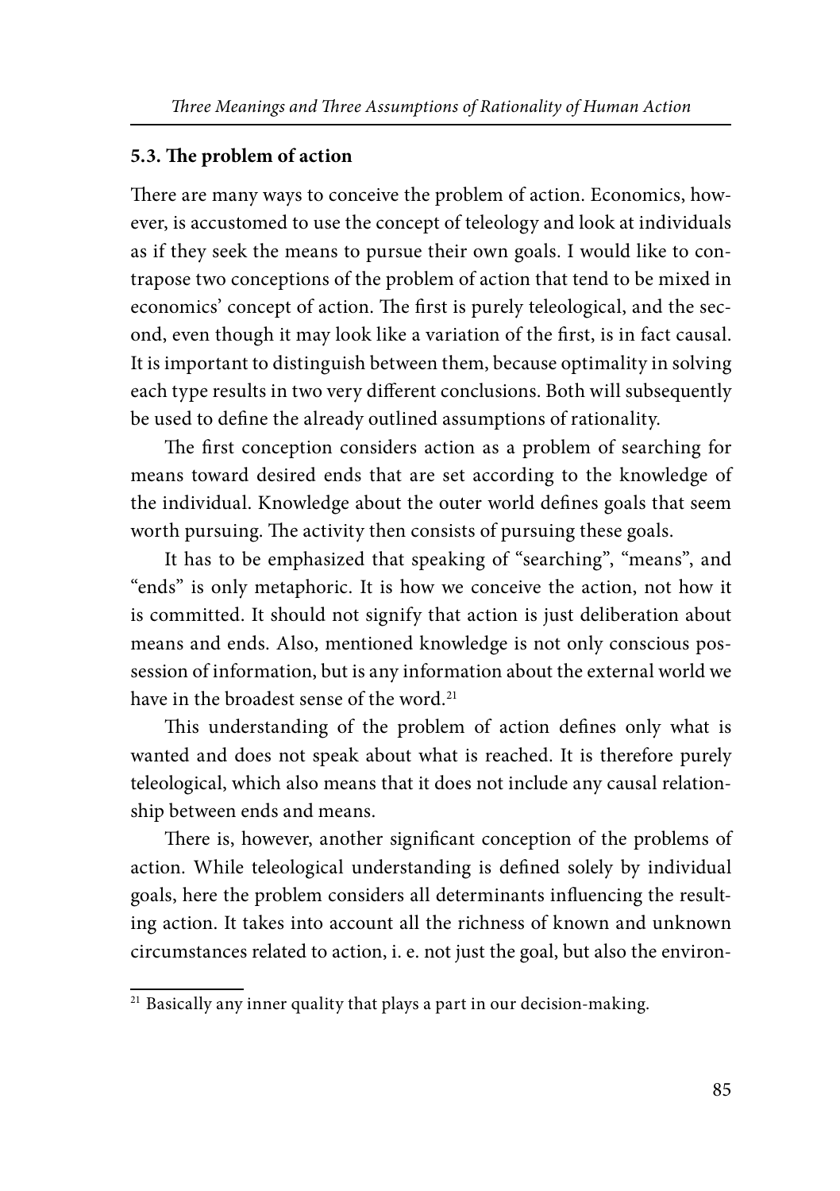### 5.3. The problem of action

There are many ways to conceive the problem of action. Economics, however, is accustomed to use the concept of teleology and look at individuals as if they seek the means to pursue their own goals. I would like to contrapose two conceptions of the problem of action that tend to be mixed in economics' concept of action. The first is purely teleological, and the second, even though it may look like a variation of the first, is in fact causal. It is important to distinguish between them, because optimality in solving each type results in two very different conclusions. Both will subsequently be used to define the already outlined assumptions of rationality.

The first conception considers action as a problem of searching for means toward desired ends that are set according to the knowledge of the individual. Knowledge about the outer world defines goals that seem worth pursuing. The activity then consists of pursuing these goals.

It has to be emphasized that speaking of "searching", "means", and "ends" is only metaphoric. It is how we conceive the action, not how it is committed. It should not signify that action is just deliberation about means and ends. Also, mentioned knowledge is not only conscious possession of information, but is any information about the external world we have in the broadest sense of the word.[21]

This understanding of the problem of action defines only what is wanted and does not speak about what is reached. It is therefore purely teleological, which also means that it does not include any causal relationship between ends and means.

There is, however, another significant conception of the problems of action. While teleological understanding is defined solely by individual goals, here the problem considers all determinants influencing the resulting action. It takes into account all the richness of known and unknown circumstances related to action, i. e. not just the goal, but also the environ-

[21] Basically any inner quality that plays a part in our decision-making.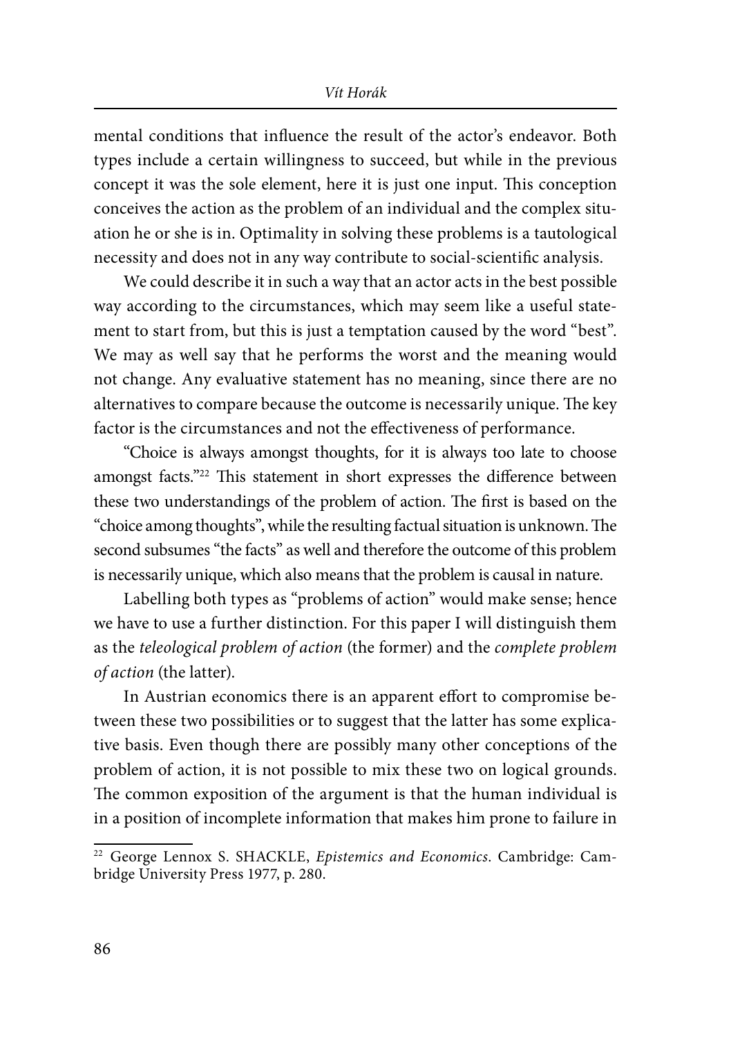mental conditions that influence the result of the actor's endeavor. Both types include a certain willingness to succeed, but while in the previous concept it was the sole element, here it is just one input. This conception conceives the action as the problem of an individual and the complex situation he or she is in. Optimality in solving these problems is a tautological necessity and does not in any way contribute to social-scientific analysis.

We could describe it in such a way that an actor acts in the best possible way according to the circumstances, which may seem like a useful statement to start from, but this is just a temptation caused by the word "best". We may as well say that he performs the worst and the meaning would not change. Any evaluative statement has no meaning, since there are no alternatives to compare because the outcome is necessarily unique. The key factor is the circumstances and not the effectiveness of performance.

"Choice is always amongst thoughts, for it is always too late to choose amongst facts."[22] This statement in short expresses the difference between these two understandings of the problem of action. The first is based on the "choice among thoughts", while the resulting factual situation is unknown. The second subsumes "the facts" as well and therefore the outcome of this problem is necessarily unique, which also means that the problem is causal in nature.

Labelling both types as "problems of action" would make sense; hence we have to use a further distinction. For this paper I will distinguish them as the *teleological problem of action* (the former) and the *complete problem of action* (the latter).

In Austrian economics there is an apparent effort to compromise between these two possibilities or to suggest that the latter has some explicative basis. Even though there are possibly many other conceptions of the problem of action, it is not possible to mix these two on logical grounds. The common exposition of the argument is that the human individual is in a position of incomplete information that makes him prone to failure in

---

[22] George Lennox S. SHACKLE, *Epistemics and Economics*. Cambridge: Cambridge University Press 1977, p. 280.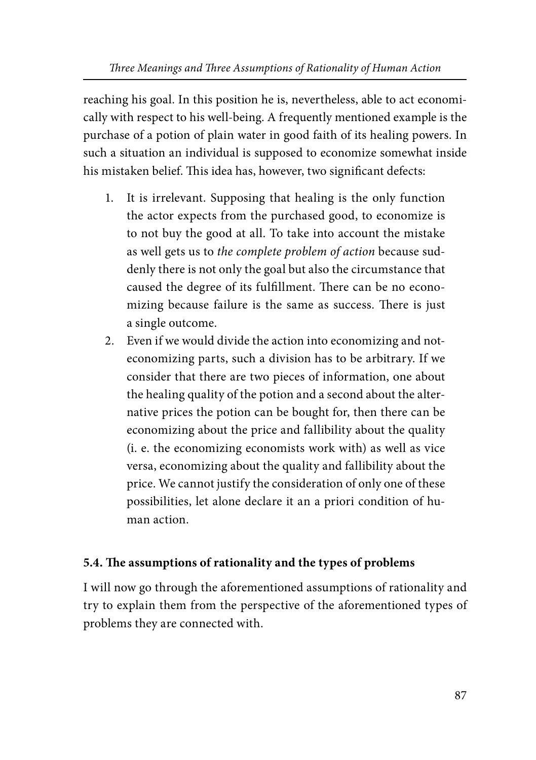reaching his goal. In this position he is, nevertheless, able to act economically with respect to his well-being. A frequently mentioned example is the purchase of a potion of plain water in good faith of its healing powers. In such a situation an individual is supposed to economize somewhat inside his mistaken belief. This idea has, however, two significant defects:

1. It is irrelevant. Supposing that healing is the only function the actor expects from the purchased good, to economize is to not buy the good at all. To take into account the mistake as well gets us to *the complete problem of action* because suddenly there is not only the goal but also the circumstance that caused the degree of its fulfillment. There can be no economizing because failure is the same as success. There is just a single outcome.
2. Even if we would divide the action into economizing and not-economizing parts, such a division has to be arbitrary. If we consider that there are two pieces of information, one about the healing quality of the potion and a second about the alternative prices the potion can be bought for, then there can be economizing about the price and fallibility about the quality (i. e. the economizing economists work with) as well as vice versa, economizing about the quality and fallibility about the price. We cannot justify the consideration of only one of these possibilities, let alone declare it an a priori condition of human action.

### 5.4. The assumptions of rationality and the types of problems

I will now go through the aforementioned assumptions of rationality and try to explain them from the perspective of the aforementioned types of problems they are connected with.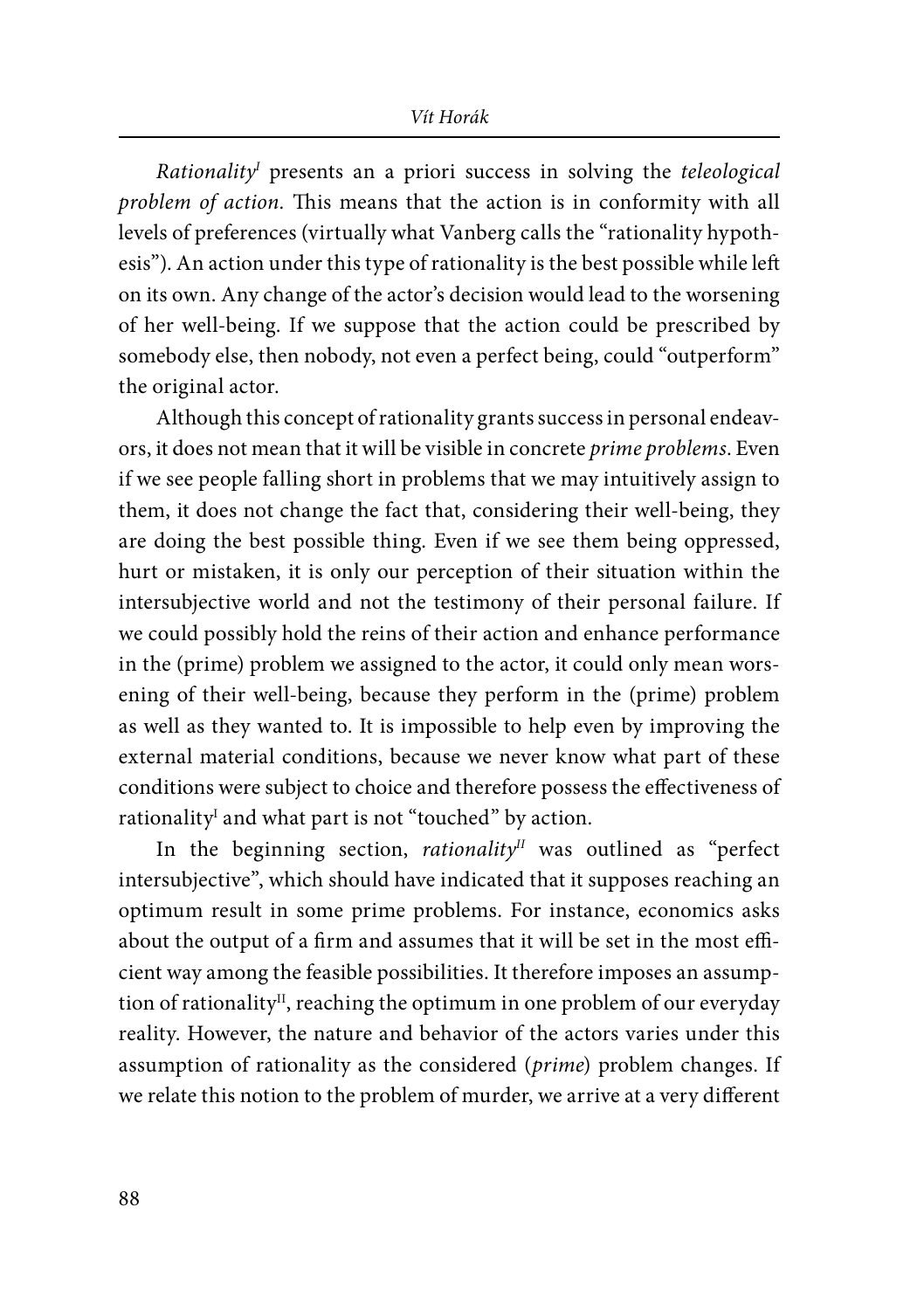*Rationality^I^* presents an a priori success in solving the *teleological problem of action*. This means that the action is in conformity with all levels of preferences (virtually what Vanberg calls the "rationality hypothesis"). An action under this type of rationality is the best possible while left on its own. Any change of the actor's decision would lead to the worsening of her well-being. If we suppose that the action could be prescribed by somebody else, then nobody, not even a perfect being, could "outperform" the original actor.

Although this concept of rationality grants success in personal endeavors, it does not mean that it will be visible in concrete *prime problems*. Even if we see people falling short in problems that we may intuitively assign to them, it does not change the fact that, considering their well-being, they are doing the best possible thing. Even if we see them being oppressed, hurt or mistaken, it is only our perception of their situation within the intersubjective world and not the testimony of their personal failure. If we could possibly hold the reins of their action and enhance performance in the (prime) problem we assigned to the actor, it could only mean worsening of their well-being, because they perform in the (prime) problem as well as they wanted to. It is impossible to help even by improving the external material conditions, because we never know what part of these conditions were subject to choice and therefore possess the effectiveness of rationality^I^ and what part is not "touched" by action.

In the beginning section, *rationality^II^* was outlined as "perfect intersubjective", which should have indicated that it supposes reaching an optimum result in some prime problems. For instance, economics asks about the output of a firm and assumes that it will be set in the most efficient way among the feasible possibilities. It therefore imposes an assumption of rationality^II^, reaching the optimum in one problem of our everyday reality. However, the nature and behavior of the actors varies under this assumption of rationality as the considered (*prime*) problem changes. If we relate this notion to the problem of murder, we arrive at a very different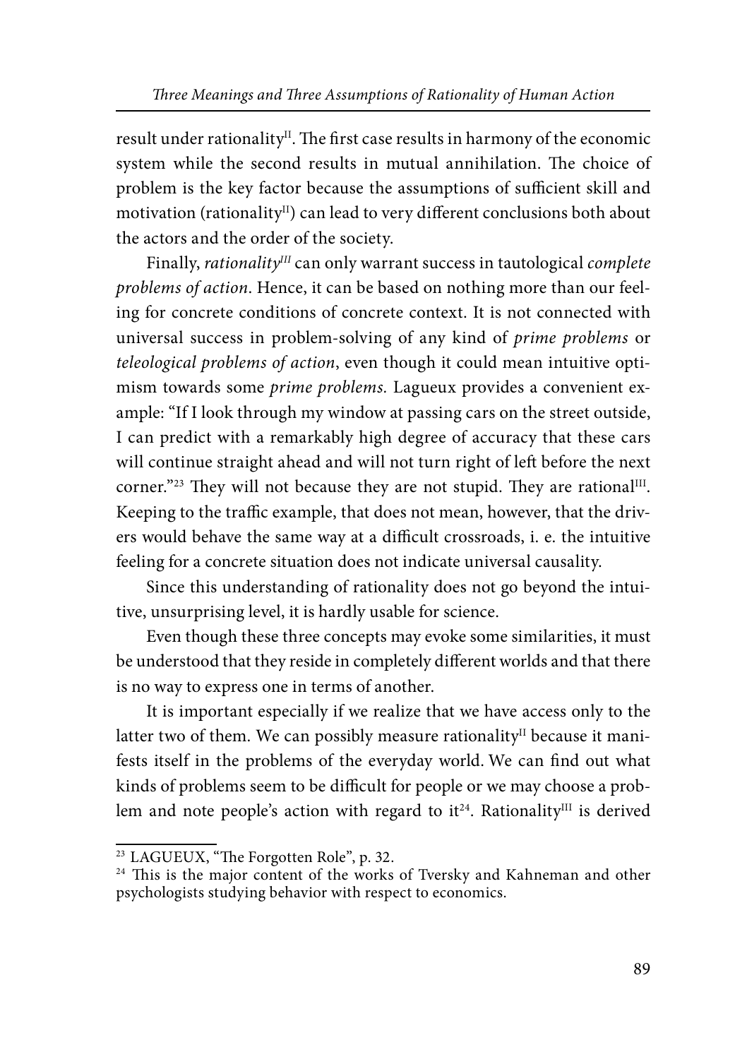result under rationality$^{II}$. The first case results in harmony of the economic system while the second results in mutual annihilation. The choice of problem is the key factor because the assumptions of sufficient skill and motivation (rationality$^{II}$) can lead to very different conclusions both about the actors and the order of the society.

Finally, *rationality$^{III}$* can only warrant success in tautological *complete problems of action*. Hence, it can be based on nothing more than our feeling for concrete conditions of concrete context. It is not connected with universal success in problem-solving of any kind of *prime problems* or *teleological problems of action*, even though it could mean intuitive optimism towards some *prime problems.* Lagueux provides a convenient example: "If I look through my window at passing cars on the street outside, I can predict with a remarkably high degree of accuracy that these cars will continue straight ahead and will not turn right of left before the next corner."[23] They will not because they are not stupid. They are rational$^{III}$. Keeping to the traffic example, that does not mean, however, that the drivers would behave the same way at a difficult crossroads, i. e. the intuitive feeling for a concrete situation does not indicate universal causality.

Since this understanding of rationality does not go beyond the intuitive, unsurprising level, it is hardly usable for science.

Even though these three concepts may evoke some similarities, it must be understood that they reside in completely different worlds and that there is no way to express one in terms of another.

It is important especially if we realize that we have access only to the latter two of them. We can possibly measure rationality$^{II}$ because it manifests itself in the problems of the everyday world. We can find out what kinds of problems seem to be difficult for people or we may choose a problem and note people's action with regard to it[24]. Rationality$^{III}$ is derived

---

[23] LAGUEUX, "The Forgotten Role", p. 32.

[24] This is the major content of the works of Tversky and Kahneman and other psychologists studying behavior with respect to economics.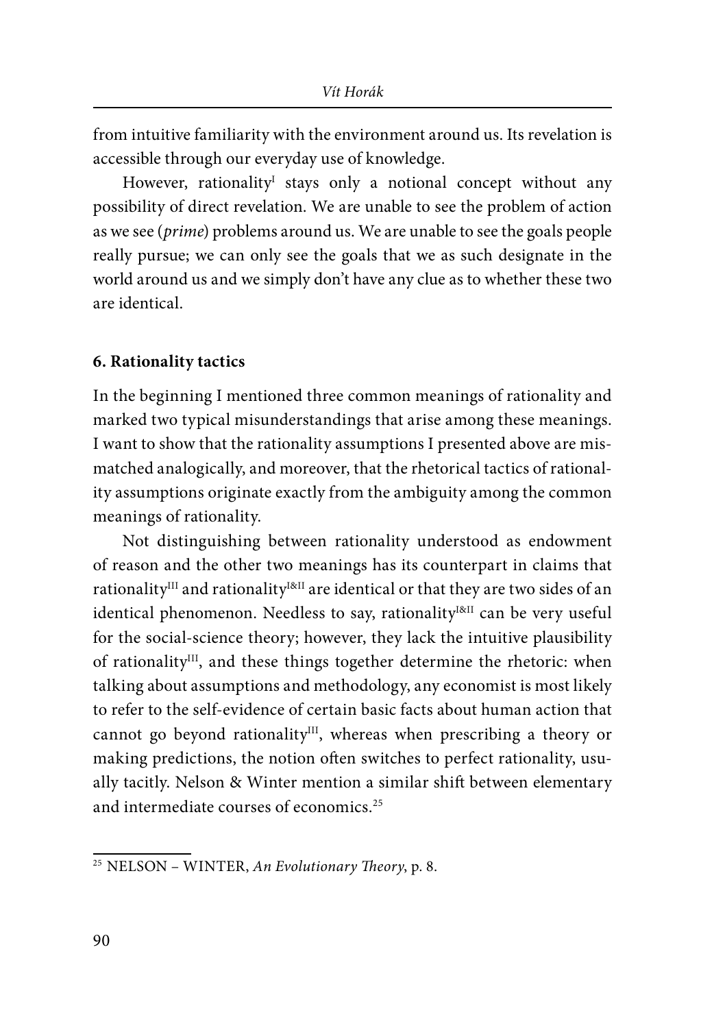from intuitive familiarity with the environment around us. Its revelation is accessible through our everyday use of knowledge.

However, rationality$^{I}$ stays only a notional concept without any possibility of direct revelation. We are unable to see the problem of action as we see (*prime*) problems around us. We are unable to see the goals people really pursue; we can only see the goals that we as such designate in the world around us and we simply don't have any clue as to whether these two are identical.

## 6. Rationality tactics

In the beginning I mentioned three common meanings of rationality and marked two typical misunderstandings that arise among these meanings. I want to show that the rationality assumptions I presented above are mismatched analogically, and moreover, that the rhetorical tactics of rationality assumptions originate exactly from the ambiguity among the common meanings of rationality.

Not distinguishing between rationality understood as endowment of reason and the other two meanings has its counterpart in claims that rationality$^{III}$ and rationality$^{I\&II}$ are identical or that they are two sides of an identical phenomenon. Needless to say, rationality$^{I\&II}$ can be very useful for the social-science theory; however, they lack the intuitive plausibility of rationality$^{III}$, and these things together determine the rhetoric: when talking about assumptions and methodology, any economist is most likely to refer to the self-evidence of certain basic facts about human action that cannot go beyond rationality$^{III}$, whereas when prescribing a theory or making predictions, the notion often switches to perfect rationality, usually tacitly. Nelson & Winter mention a similar shift between elementary and intermediate courses of economics.[25]

[25] NELSON – WINTER, *An Evolutionary Theory*, p. 8.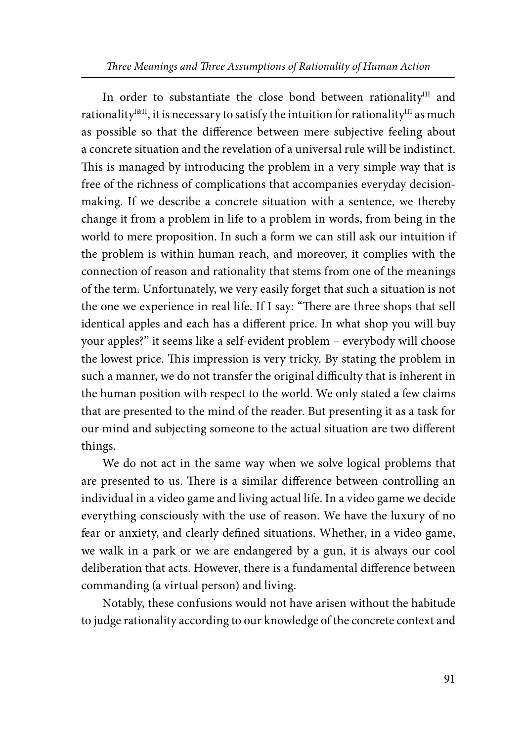In order to substantiate the close bond between rationality$^{III}$ and rationality$^{I\&II}$, it is necessary to satisfy the intuition for rationality$^{III}$ as much as possible so that the difference between mere subjective feeling about a concrete situation and the revelation of a universal rule will be indistinct. This is managed by introducing the problem in a very simple way that is free of the richness of complications that accompanies everyday decision-making. If we describe a concrete situation with a sentence, we thereby change it from a problem in life to a problem in words, from being in the world to mere proposition. In such a form we can still ask our intuition if the problem is within human reach, and moreover, it complies with the connection of reason and rationality that stems from one of the meanings of the term. Unfortunately, we very easily forget that such a situation is not the one we experience in real life. If I say: "There are three shops that sell identical apples and each has a different price. In what shop you will buy your apples?" it seems like a self-evident problem – everybody will choose the lowest price. This impression is very tricky. By stating the problem in such a manner, we do not transfer the original difficulty that is inherent in the human position with respect to the world. We only stated a few claims that are presented to the mind of the reader. But presenting it as a task for our mind and subjecting someone to the actual situation are two different things.

We do not act in the same way when we solve logical problems that are presented to us. There is a similar difference between controlling an individual in a video game and living actual life. In a video game we decide everything consciously with the use of reason. We have the luxury of no fear or anxiety, and clearly defined situations. Whether, in a video game, we walk in a park or we are endangered by a gun, it is always our cool deliberation that acts. However, there is a fundamental difference between commanding (a virtual person) and living.

Notably, these confusions would not have arisen without the habitude to judge rationality according to our knowledge of the concrete context and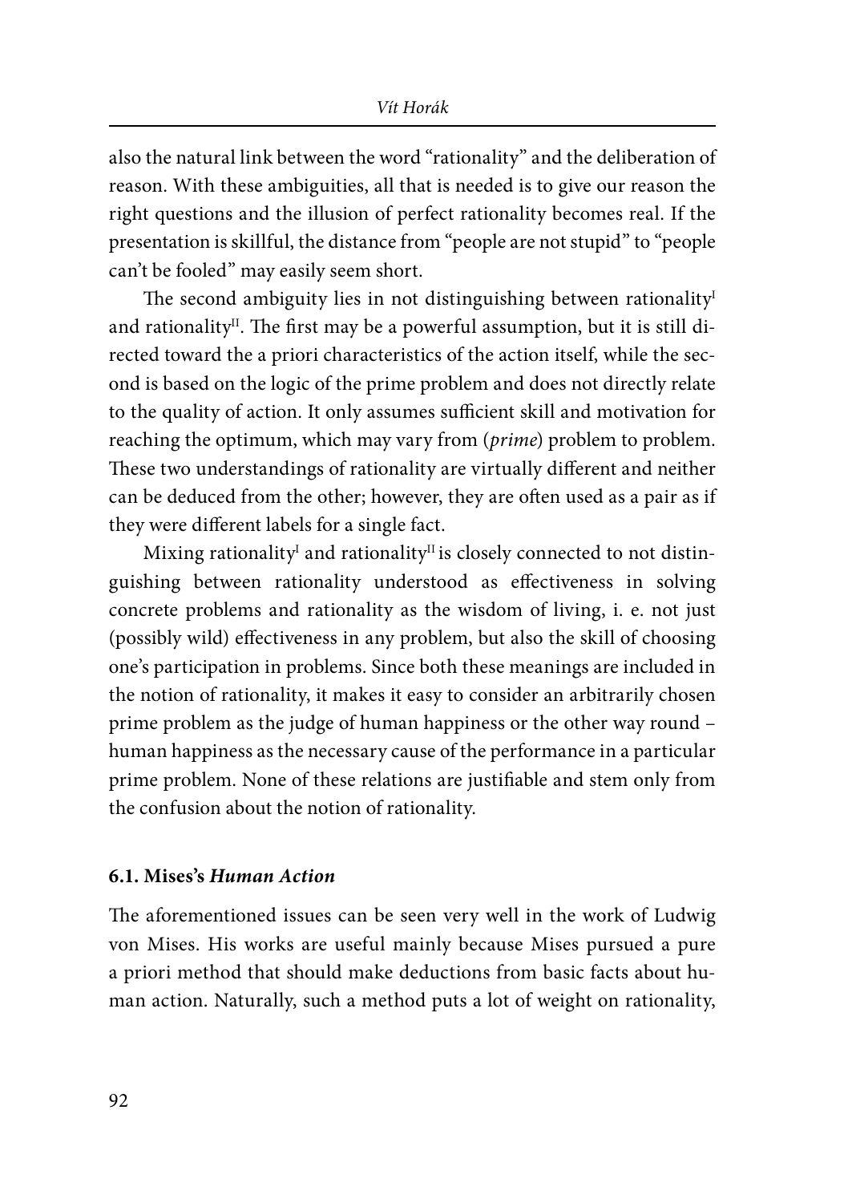also the natural link between the word "rationality" and the deliberation of reason. With these ambiguities, all that is needed is to give our reason the right questions and the illusion of perfect rationality becomes real. If the presentation is skillful, the distance from "people are not stupid" to "people can't be fooled" may easily seem short.

The second ambiguity lies in not distinguishing between rationality$^{I}$ and rationality$^{II}$. The first may be a powerful assumption, but it is still directed toward the a priori characteristics of the action itself, while the second is based on the logic of the prime problem and does not directly relate to the quality of action. It only assumes sufficient skill and motivation for reaching the optimum, which may vary from (*prime*) problem to problem. These two understandings of rationality are virtually different and neither can be deduced from the other; however, they are often used as a pair as if they were different labels for a single fact.

Mixing rationality$^{I}$ and rationality$^{II}$ is closely connected to not distinguishing between rationality understood as effectiveness in solving concrete problems and rationality as the wisdom of living, i. e. not just (possibly wild) effectiveness in any problem, but also the skill of choosing one's participation in problems. Since both these meanings are included in the notion of rationality, it makes it easy to consider an arbitrarily chosen prime problem as the judge of human happiness or the other way round – human happiness as the necessary cause of the performance in a particular prime problem. None of these relations are justifiable and stem only from the confusion about the notion of rationality.

### 6.1. Mises's *Human Action*

The aforementioned issues can be seen very well in the work of Ludwig von Mises. His works are useful mainly because Mises pursued a pure a priori method that should make deductions from basic facts about human action. Naturally, such a method puts a lot of weight on rationality,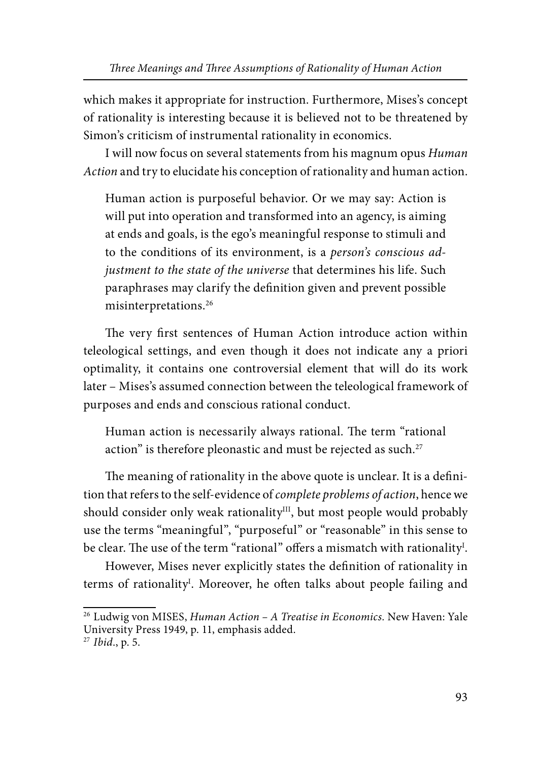which makes it appropriate for instruction. Furthermore, Mises's concept of rationality is interesting because it is believed not to be threatened by Simon's criticism of instrumental rationality in economics.

I will now focus on several statements from his magnum opus *Human Action* and try to elucidate his conception of rationality and human action.

> Human action is purposeful behavior. Or we may say: Action is will put into operation and transformed into an agency, is aiming at ends and goals, is the ego's meaningful response to stimuli and to the conditions of its environment, is a *person's conscious adjustment to the state of the universe* that determines his life. Such paraphrases may clarify the definition given and prevent possible misinterpretations.[26]

The very first sentences of Human Action introduce action within teleological settings, and even though it does not indicate any a priori optimality, it contains one controversial element that will do its work later – Mises's assumed connection between the teleological framework of purposes and ends and conscious rational conduct.

> Human action is necessarily always rational. The term "rational action" is therefore pleonastic and must be rejected as such.[27]

The meaning of rationality in the above quote is unclear. It is a definition that refers to the self-evidence of *complete problems of action*, hence we should consider only weak rationality$^{III}$, but most people would probably use the terms "meaningful", "purposeful" or "reasonable" in this sense to be clear. The use of the term "rational" offers a mismatch with rationality$^{I}$.

However, Mises never explicitly states the definition of rationality in terms of rationality$^{I}$. Moreover, he often talks about people failing and

[26] Ludwig von MISES, *Human Action – A Treatise in Economics.* New Haven: Yale University Press 1949, p. 11, emphasis added.

[27] *Ibid*., p. 5.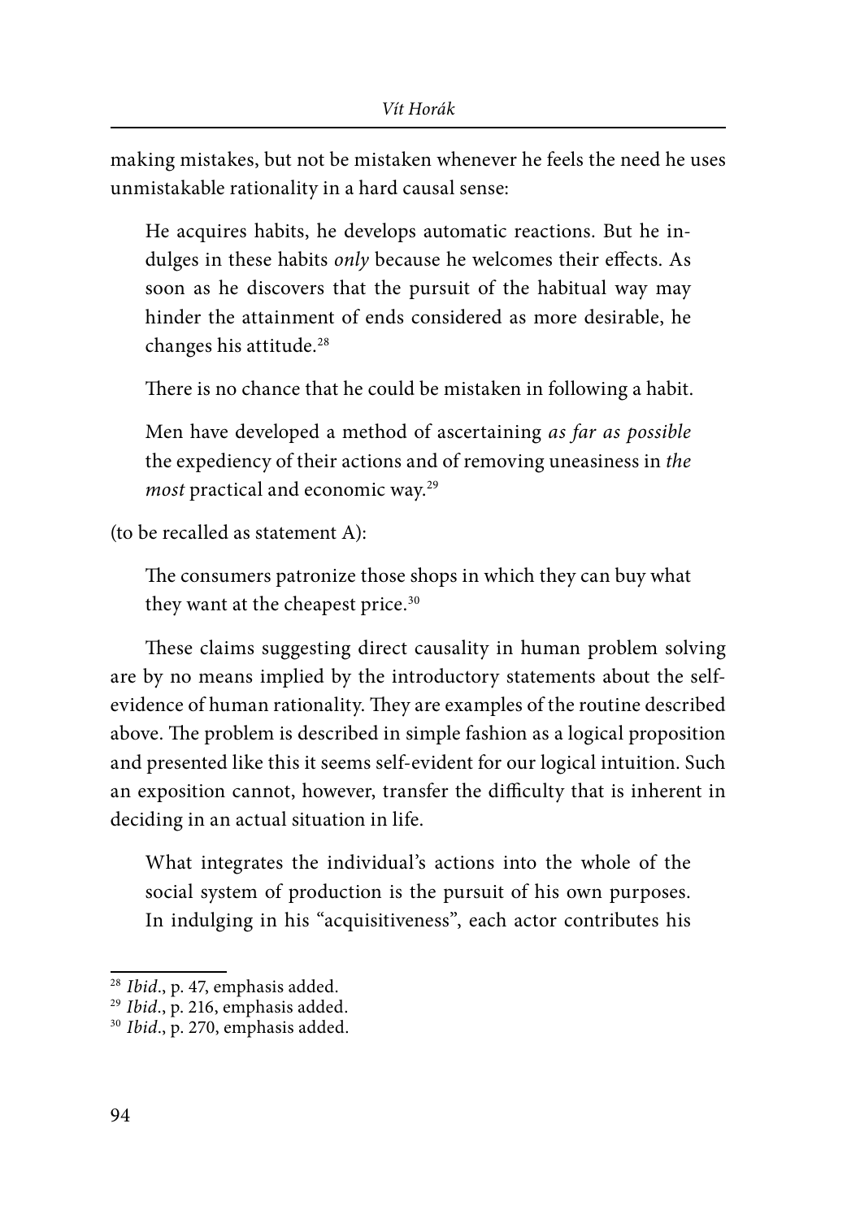making mistakes, but not be mistaken whenever he feels the need he uses unmistakable rationality in a hard causal sense:

> He acquires habits, he develops automatic reactions. But he indulges in these habits *only* because he welcomes their effects. As soon as he discovers that the pursuit of the habitual way may hinder the attainment of ends considered as more desirable, he changes his attitude.[28]

> There is no chance that he could be mistaken in following a habit.

> Men have developed a method of ascertaining *as far as possible* the expediency of their actions and of removing uneasiness in *the most* practical and economic way.[29]

(to be recalled as statement A):

> The consumers patronize those shops in which they can buy what they want at the cheapest price.[30]

These claims suggesting direct causality in human problem solving are by no means implied by the introductory statements about the self-evidence of human rationality. They are examples of the routine described above. The problem is described in simple fashion as a logical proposition and presented like this it seems self-evident for our logical intuition. Such an exposition cannot, however, transfer the difficulty that is inherent in deciding in an actual situation in life.

> What integrates the individual's actions into the whole of the social system of production is the pursuit of his own purposes. In indulging in his "acquisitiveness", each actor contributes his

---

[28] *Ibid*., p. 47, emphasis added.

[29] *Ibid*., p. 216, emphasis added.

[30] *Ibid*., p. 270, emphasis added.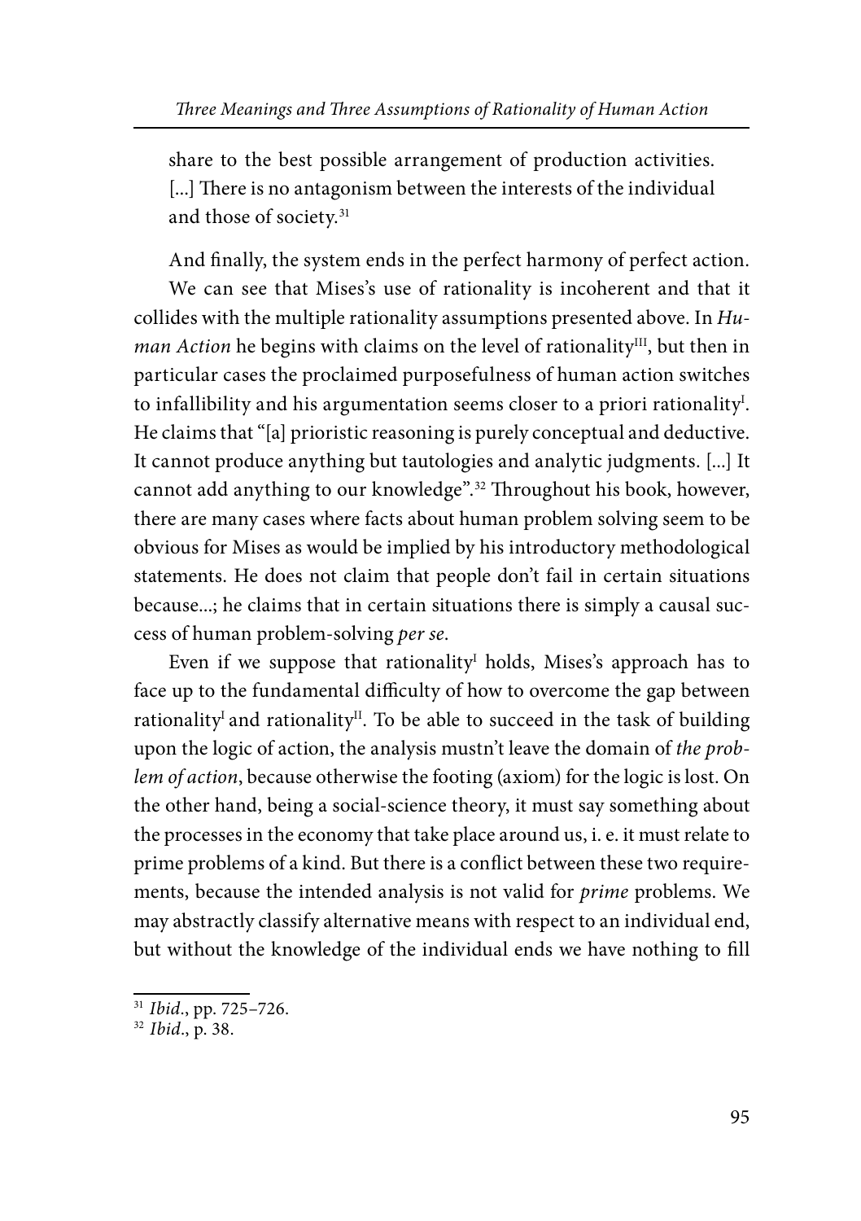share to the best possible arrangement of production activities. [...] There is no antagonism between the interests of the individual and those of society.[31]

And finally, the system ends in the perfect harmony of perfect action.

We can see that Mises's use of rationality is incoherent and that it collides with the multiple rationality assumptions presented above. In *Human Action* he begins with claims on the level of rationality$^{III}$, but then in particular cases the proclaimed purposefulness of human action switches to infallibility and his argumentation seems closer to a priori rationality$^{I}$. He claims that "[a] prioristic reasoning is purely conceptual and deductive. It cannot produce anything but tautologies and analytic judgments. [...] It cannot add anything to our knowledge".[32] Throughout his book, however, there are many cases where facts about human problem solving seem to be obvious for Mises as would be implied by his introductory methodological statements. He does not claim that people don't fail in certain situations because...; he claims that in certain situations there is simply a causal success of human problem-solving *per se*.

Even if we suppose that rationality$^{I}$ holds, Mises's approach has to face up to the fundamental difficulty of how to overcome the gap between rationality$^{I}$ and rationality$^{II}$. To be able to succeed in the task of building upon the logic of action, the analysis mustn't leave the domain of *the problem of action*, because otherwise the footing (axiom) for the logic is lost. On the other hand, being a social-science theory, it must say something about the processes in the economy that take place around us, i. e. it must relate to prime problems of a kind. But there is a conflict between these two requirements, because the intended analysis is not valid for *prime* problems. We may abstractly classify alternative means with respect to an individual end, but without the knowledge of the individual ends we have nothing to fill

[31] *Ibid*., pp. 725–726.

[32] *Ibid*., p. 38.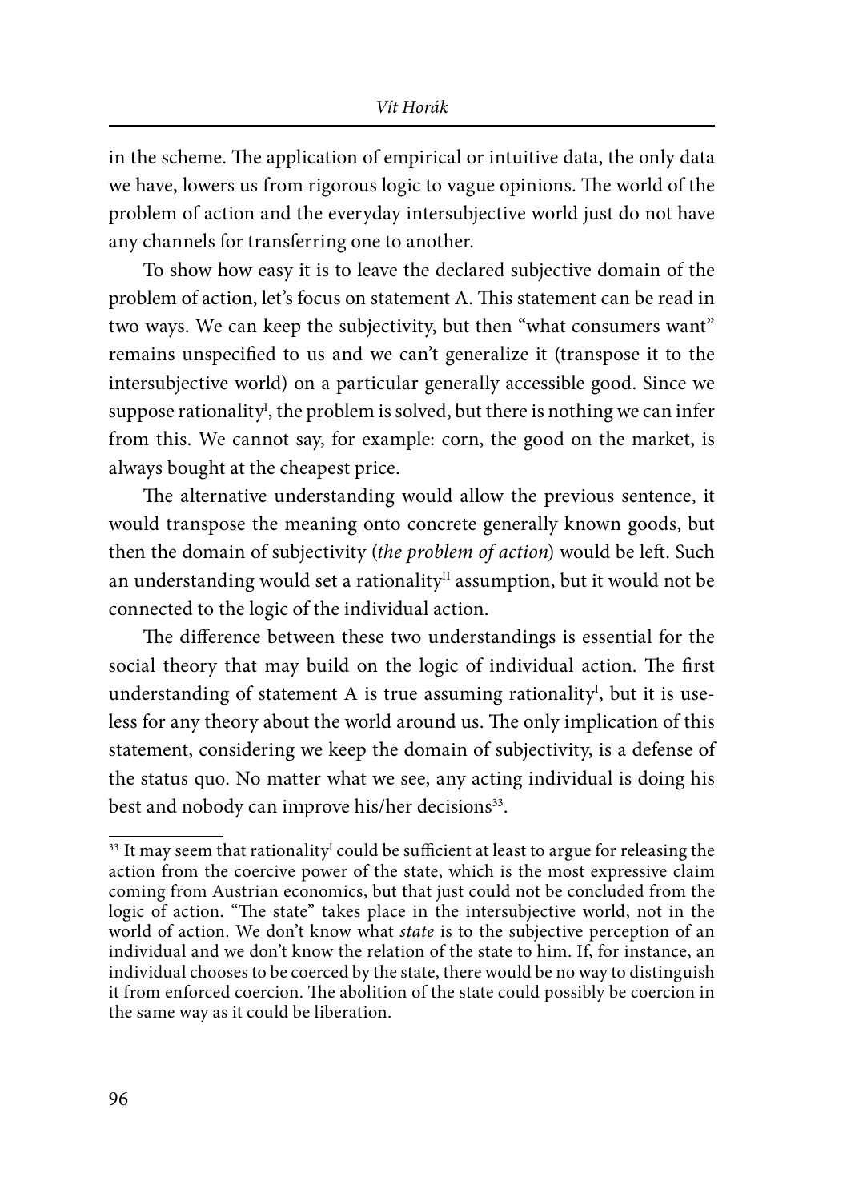in the scheme. The application of empirical or intuitive data, the only data we have, lowers us from rigorous logic to vague opinions. The world of the problem of action and the everyday intersubjective world just do not have any channels for transferring one to another.

To show how easy it is to leave the declared subjective domain of the problem of action, let's focus on statement A. This statement can be read in two ways. We can keep the subjectivity, but then "what consumers want" remains unspecified to us and we can't generalize it (transpose it to the intersubjective world) on a particular generally accessible good. Since we suppose rationality$^{I}$, the problem is solved, but there is nothing we can infer from this. We cannot say, for example: corn, the good on the market, is always bought at the cheapest price.

The alternative understanding would allow the previous sentence, it would transpose the meaning onto concrete generally known goods, but then the domain of subjectivity (*the problem of action*) would be left. Such an understanding would set a rationality$^{II}$ assumption, but it would not be connected to the logic of the individual action.

The difference between these two understandings is essential for the social theory that may build on the logic of individual action. The first understanding of statement A is true assuming rationality$^{I}$, but it is useless for any theory about the world around us. The only implication of this statement, considering we keep the domain of subjectivity, is a defense of the status quo. No matter what we see, any acting individual is doing his best and nobody can improve his/her decisions[33].

---

[33] It may seem that rationality$^{I}$ could be sufficient at least to argue for releasing the action from the coercive power of the state, which is the most expressive claim coming from Austrian economics, but that just could not be concluded from the logic of action. "The state" takes place in the intersubjective world, not in the world of action. We don't know what *state* is to the subjective perception of an individual and we don't know the relation of the state to him. If, for instance, an individual chooses to be coerced by the state, there would be no way to distinguish it from enforced coercion. The abolition of the state could possibly be coercion in the same way as it could be liberation.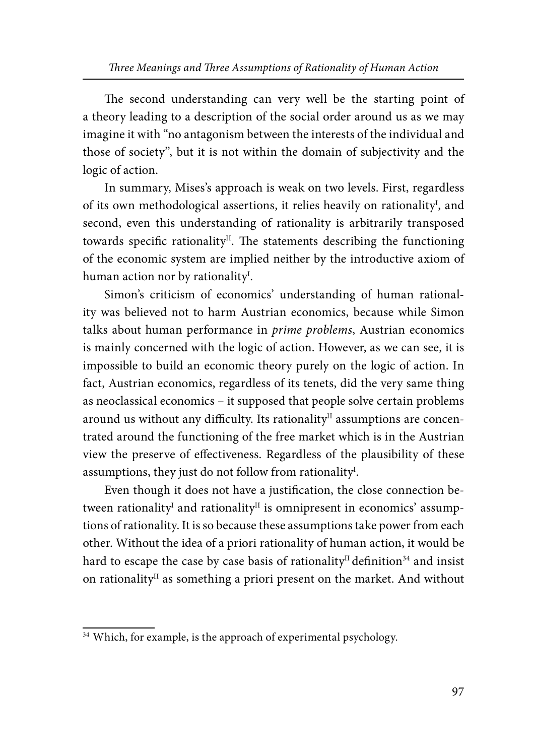The second understanding can very well be the starting point of a theory leading to a description of the social order around us as we may imagine it with "no antagonism between the interests of the individual and those of society", but it is not within the domain of subjectivity and the logic of action.

In summary, Mises's approach is weak on two levels. First, regardless of its own methodological assertions, it relies heavily on rationality$^{I}$, and second, even this understanding of rationality is arbitrarily transposed towards specific rationality$^{II}$. The statements describing the functioning of the economic system are implied neither by the introductive axiom of human action nor by rationality$^{I}$.

Simon's criticism of economics' understanding of human rationality was believed not to harm Austrian economics, because while Simon talks about human performance in *prime problems*, Austrian economics is mainly concerned with the logic of action. However, as we can see, it is impossible to build an economic theory purely on the logic of action. In fact, Austrian economics, regardless of its tenets, did the very same thing as neoclassical economics – it supposed that people solve certain problems around us without any difficulty. Its rationality$^{II}$ assumptions are concentrated around the functioning of the free market which is in the Austrian view the preserve of effectiveness. Regardless of the plausibility of these assumptions, they just do not follow from rationality$^{I}$.

Even though it does not have a justification, the close connection between rationality$^{I}$ and rationality$^{II}$ is omnipresent in economics' assumptions of rationality. It is so because these assumptions take power from each other. Without the idea of a priori rationality of human action, it would be hard to escape the case by case basis of rationality$^{II}$ definition[34] and insist on rationality$^{II}$ as something a priori present on the market. And without

[34] Which, for example, is the approach of experimental psychology.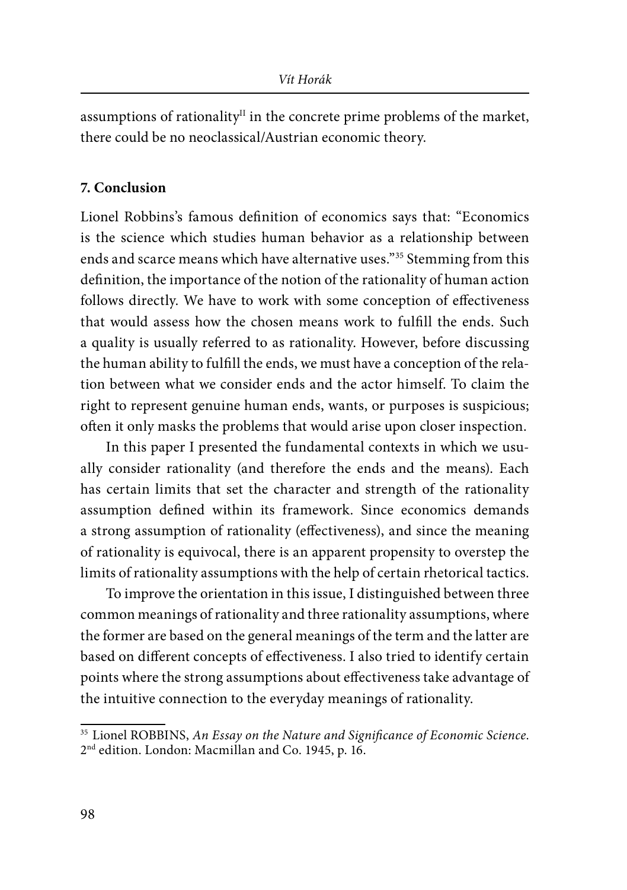assumptions of rationality$^{II}$ in the concrete prime problems of the market, there could be no neoclassical/Austrian economic theory.

## 7. Conclusion

Lionel Robbins's famous definition of economics says that: "Economics is the science which studies human behavior as a relationship between ends and scarce means which have alternative uses."[35] Stemming from this definition, the importance of the notion of the rationality of human action follows directly. We have to work with some conception of effectiveness that would assess how the chosen means work to fulfill the ends. Such a quality is usually referred to as rationality. However, before discussing the human ability to fulfill the ends, we must have a conception of the relation between what we consider ends and the actor himself. To claim the right to represent genuine human ends, wants, or purposes is suspicious; often it only masks the problems that would arise upon closer inspection.

In this paper I presented the fundamental contexts in which we usually consider rationality (and therefore the ends and the means). Each has certain limits that set the character and strength of the rationality assumption defined within its framework. Since economics demands a strong assumption of rationality (effectiveness), and since the meaning of rationality is equivocal, there is an apparent propensity to overstep the limits of rationality assumptions with the help of certain rhetorical tactics.

To improve the orientation in this issue, I distinguished between three common meanings of rationality and three rationality assumptions, where the former are based on the general meanings of the term and the latter are based on different concepts of effectiveness. I also tried to identify certain points where the strong assumptions about effectiveness take advantage of the intuitive connection to the everyday meanings of rationality.

---

[35] Lionel ROBBINS, *An Essay on the Nature and Significance of Economic Science*. 2nd edition. London: Macmillan and Co. 1945, p. 16.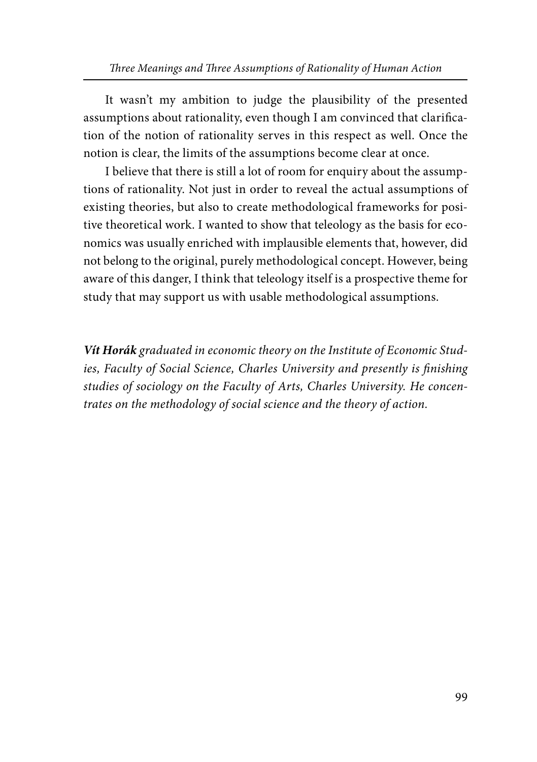It wasn't my ambition to judge the plausibility of the presented assumptions about rationality, even though I am convinced that clarification of the notion of rationality serves in this respect as well. Once the notion is clear, the limits of the assumptions become clear at once.

I believe that there is still a lot of room for enquiry about the assumptions of rationality. Not just in order to reveal the actual assumptions of existing theories, but also to create methodological frameworks for positive theoretical work. I wanted to show that teleology as the basis for economics was usually enriched with implausible elements that, however, did not belong to the original, purely methodological concept. However, being aware of this danger, I think that teleology itself is a prospective theme for study that may support us with usable methodological assumptions.

***Vít Horák*** *graduated in economic theory on the Institute of Economic Studies, Faculty of Social Science, Charles University and presently is finishing studies of sociology on the Faculty of Arts, Charles University. He concentrates on the methodology of social science and the theory of action.*